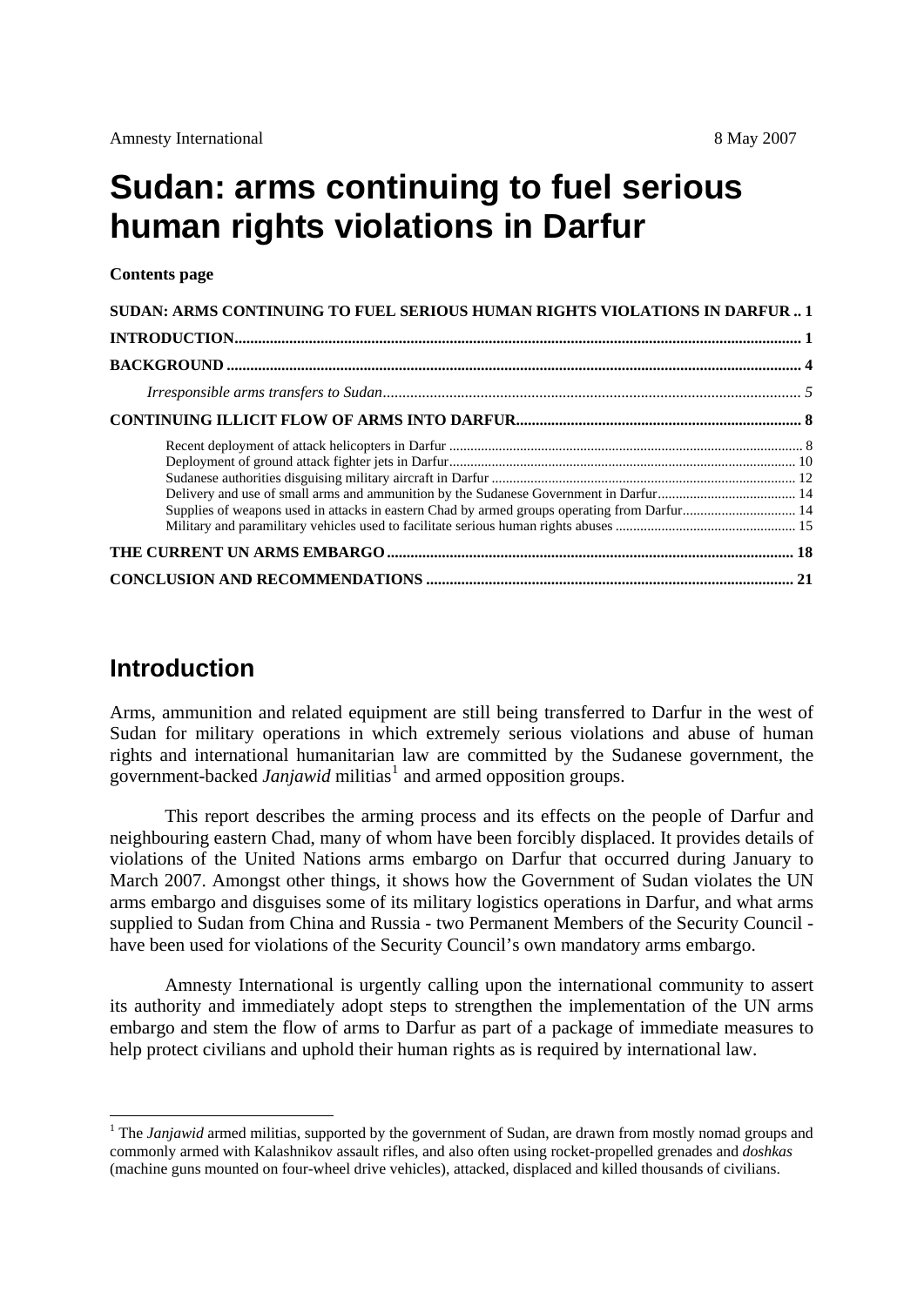Amnesty International 8 May 2007

# Sudan: arms continuing to fuel serious human rights violations in Darfur

**Contents page**

**SUDAN: ARMS CONTINUING TO FUEL SERIOUS HUMAN RIGHTS VIOLATIONS IN DARFUR .. 1**

**INTRODUCTION............................................................................................................................................. 1**

**BACKGROUND ............................................................................................................................................... 4**

*Irresponsible arms transfers to Sudan........................................................................................................... 5*

**CONTINUING ILLICIT FLOW OF ARMS INTO DARFUR....................................................................... 8**

Recent deployment of attack helicopters in Darfur ................................................................................................. 8
Deployment of ground attack fighter jets in Darfur................................................................................................ 10
Sudanese authorities disguising military aircraft in Darfur .................................................................................... 12
Delivery and use of small arms and ammunition by the Sudanese Government in Darfur...................................... 14
Supplies of weapons used in attacks in eastern Chad by armed groups operating from Darfur............................... 14
Military and paramilitary vehicles used to facilitate serious human rights abuses .................................................. 15

**THE CURRENT UN ARMS EMBARGO....................................................................................................... 18**

**CONCLUSION AND RECOMMENDATIONS ............................................................................................. 21**

## Introduction

Arms, ammunition and related equipment are still being transferred to Darfur in the west of Sudan for military operations in which extremely serious violations and abuse of human rights and international humanitarian law are committed by the Sudanese government, the government-backed *Janjawid* militias[1] and armed opposition groups.

This report describes the arming process and its effects on the people of Darfur and neighbouring eastern Chad, many of whom have been forcibly displaced. It provides details of violations of the United Nations arms embargo on Darfur that occurred during January to March 2007. Amongst other things, it shows how the Government of Sudan violates the UN arms embargo and disguises some of its military logistics operations in Darfur, and what arms supplied to Sudan from China and Russia - two Permanent Members of the Security Council - have been used for violations of the Security Council's own mandatory arms embargo.

Amnesty International is urgently calling upon the international community to assert its authority and immediately adopt steps to strengthen the implementation of the UN arms embargo and stem the flow of arms to Darfur as part of a package of immediate measures to help protect civilians and uphold their human rights as is required by international law.

---

[1] The *Janjawid* armed militias, supported by the government of Sudan, are drawn from mostly nomad groups and commonly armed with Kalashnikov assault rifles, and also often using rocket-propelled grenades and *doshkas* (machine guns mounted on four-wheel drive vehicles), attacked, displaced and killed thousands of civilians.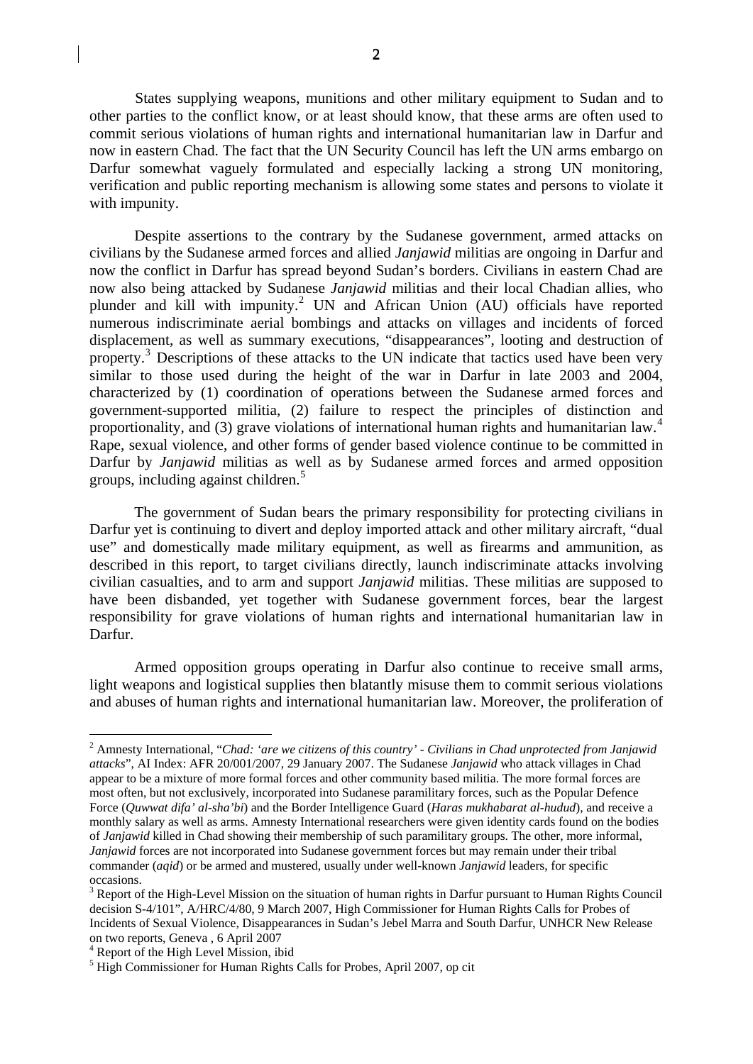States supplying weapons, munitions and other military equipment to Sudan and to other parties to the conflict know, or at least should know, that these arms are often used to commit serious violations of human rights and international humanitarian law in Darfur and now in eastern Chad. The fact that the UN Security Council has left the UN arms embargo on Darfur somewhat vaguely formulated and especially lacking a strong UN monitoring, verification and public reporting mechanism is allowing some states and persons to violate it with impunity.

Despite assertions to the contrary by the Sudanese government, armed attacks on civilians by the Sudanese armed forces and allied *Janjawid* militias are ongoing in Darfur and now the conflict in Darfur has spread beyond Sudan's borders. Civilians in eastern Chad are now also being attacked by Sudanese *Janjawid* militias and their local Chadian allies, who plunder and kill with impunity.[2] UN and African Union (AU) officials have reported numerous indiscriminate aerial bombings and attacks on villages and incidents of forced displacement, as well as summary executions, "disappearances", looting and destruction of property.[3] Descriptions of these attacks to the UN indicate that tactics used have been very similar to those used during the height of the war in Darfur in late 2003 and 2004, characterized by (1) coordination of operations between the Sudanese armed forces and government-supported militia, (2) failure to respect the principles of distinction and proportionality, and (3) grave violations of international human rights and humanitarian law.[4] Rape, sexual violence, and other forms of gender based violence continue to be committed in Darfur by *Janjawid* militias as well as by Sudanese armed forces and armed opposition groups, including against children.[5]

The government of Sudan bears the primary responsibility for protecting civilians in Darfur yet is continuing to divert and deploy imported attack and other military aircraft, "dual use" and domestically made military equipment, as well as firearms and ammunition, as described in this report, to target civilians directly, launch indiscriminate attacks involving civilian casualties, and to arm and support *Janjawid* militias. These militias are supposed to have been disbanded, yet together with Sudanese government forces, bear the largest responsibility for grave violations of human rights and international humanitarian law in Darfur.

Armed opposition groups operating in Darfur also continue to receive small arms, light weapons and logistical supplies then blatantly misuse them to commit serious violations and abuses of human rights and international humanitarian law. Moreover, the proliferation of

---

[2] Amnesty International, "*Chad: 'are we citizens of this country' - Civilians in Chad unprotected from Janjawid attacks*", AI Index: AFR 20/001/2007, 29 January 2007. The Sudanese *Janjawid* who attack villages in Chad appear to be a mixture of more formal forces and other community based militia. The more formal forces are most often, but not exclusively, incorporated into Sudanese paramilitary forces, such as the Popular Defence Force (*Quwwat difa' al-sha'bi*) and the Border Intelligence Guard (*Haras mukhabarat al-hudud*), and receive a monthly salary as well as arms. Amnesty International researchers were given identity cards found on the bodies of *Janjawid* killed in Chad showing their membership of such paramilitary groups. The other, more informal, *Janjawid* forces are not incorporated into Sudanese government forces but may remain under their tribal commander (*aqid*) or be armed and mustered, usually under well-known *Janjawid* leaders, for specific occasions.

[3] Report of the High-Level Mission on the situation of human rights in Darfur pursuant to Human Rights Council decision S-4/101", A/HRC/4/80, 9 March 2007, High Commissioner for Human Rights Calls for Probes of Incidents of Sexual Violence, Disappearances in Sudan's Jebel Marra and South Darfur, UNHCR New Release on two reports, Geneva , 6 April 2007

[4] Report of the High Level Mission, ibid

[5] High Commissioner for Human Rights Calls for Probes, April 2007, op cit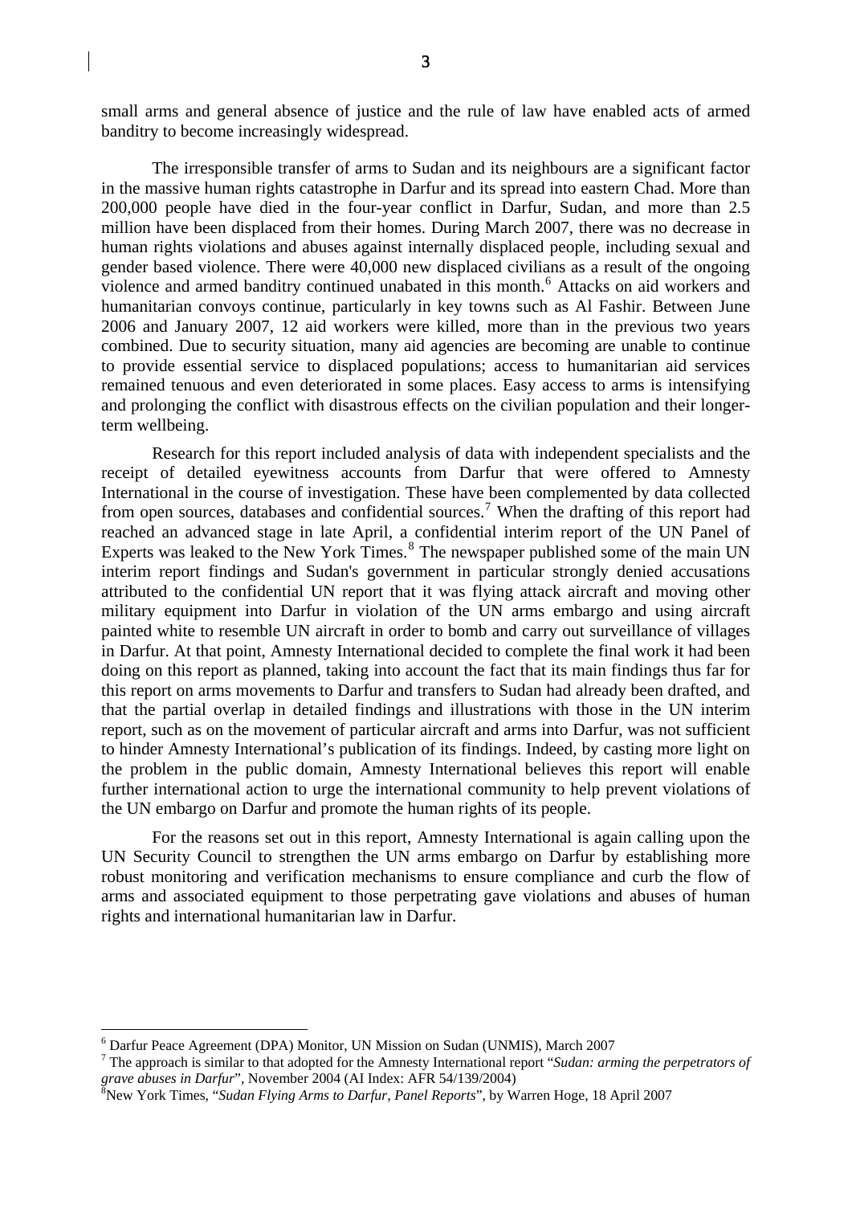small arms and general absence of justice and the rule of law have enabled acts of armed banditry to become increasingly widespread.

The irresponsible transfer of arms to Sudan and its neighbours are a significant factor in the massive human rights catastrophe in Darfur and its spread into eastern Chad. More than 200,000 people have died in the four-year conflict in Darfur, Sudan, and more than 2.5 million have been displaced from their homes. During March 2007, there was no decrease in human rights violations and abuses against internally displaced people, including sexual and gender based violence. There were 40,000 new displaced civilians as a result of the ongoing violence and armed banditry continued unabated in this month.[6] Attacks on aid workers and humanitarian convoys continue, particularly in key towns such as Al Fashir. Between June 2006 and January 2007, 12 aid workers were killed, more than in the previous two years combined. Due to security situation, many aid agencies are becoming are unable to continue to provide essential service to displaced populations; access to humanitarian aid services remained tenuous and even deteriorated in some places. Easy access to arms is intensifying and prolonging the conflict with disastrous effects on the civilian population and their longer-term wellbeing.

Research for this report included analysis of data with independent specialists and the receipt of detailed eyewitness accounts from Darfur that were offered to Amnesty International in the course of investigation. These have been complemented by data collected from open sources, databases and confidential sources.[7] When the drafting of this report had reached an advanced stage in late April, a confidential interim report of the UN Panel of Experts was leaked to the New York Times.[8] The newspaper published some of the main UN interim report findings and Sudan's government in particular strongly denied accusations attributed to the confidential UN report that it was flying attack aircraft and moving other military equipment into Darfur in violation of the UN arms embargo and using aircraft painted white to resemble UN aircraft in order to bomb and carry out surveillance of villages in Darfur. At that point, Amnesty International decided to complete the final work it had been doing on this report as planned, taking into account the fact that its main findings thus far for this report on arms movements to Darfur and transfers to Sudan had already been drafted, and that the partial overlap in detailed findings and illustrations with those in the UN interim report, such as on the movement of particular aircraft and arms into Darfur, was not sufficient to hinder Amnesty International's publication of its findings. Indeed, by casting more light on the problem in the public domain, Amnesty International believes this report will enable further international action to urge the international community to help prevent violations of the UN embargo on Darfur and promote the human rights of its people.

For the reasons set out in this report, Amnesty International is again calling upon the UN Security Council to strengthen the UN arms embargo on Darfur by establishing more robust monitoring and verification mechanisms to ensure compliance and curb the flow of arms and associated equipment to those perpetrating gave violations and abuses of human rights and international humanitarian law in Darfur.

---

[6] Darfur Peace Agreement (DPA) Monitor, UN Mission on Sudan (UNMIS), March 2007

[7] The approach is similar to that adopted for the Amnesty International report "*Sudan: arming the perpetrators of grave abuses in Darfur*", November 2004 (AI Index: AFR 54/139/2004)

[8] New York Times, "*Sudan Flying Arms to Darfur, Panel Reports*", by Warren Hoge, 18 April 2007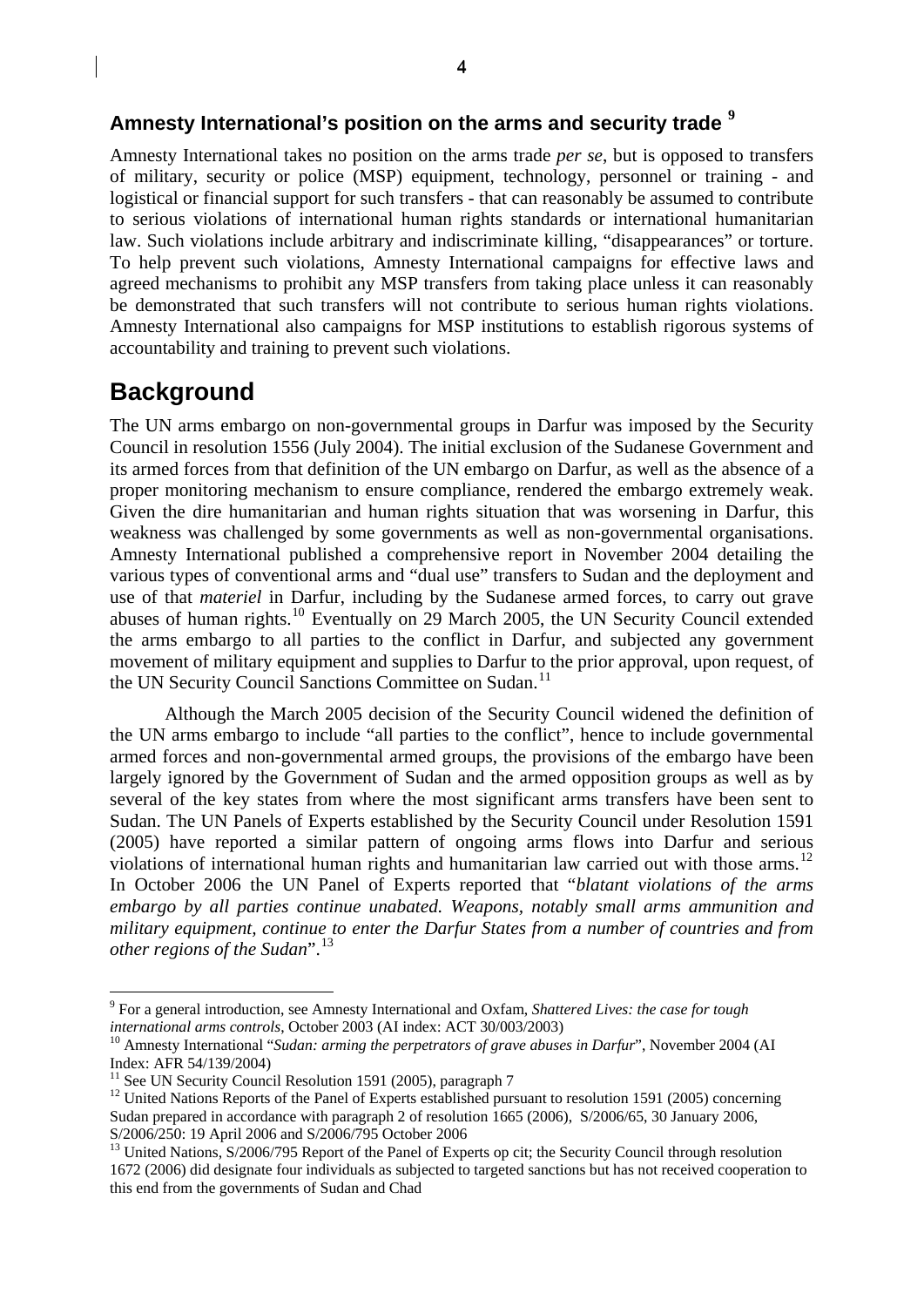### Amnesty International's position on the arms and security trade [9]

Amnesty International takes no position on the arms trade *per se*, but is opposed to transfers of military, security or police (MSP) equipment, technology, personnel or training - and logistical or financial support for such transfers - that can reasonably be assumed to contribute to serious violations of international human rights standards or international humanitarian law. Such violations include arbitrary and indiscriminate killing, "disappearances" or torture. To help prevent such violations, Amnesty International campaigns for effective laws and agreed mechanisms to prohibit any MSP transfers from taking place unless it can reasonably be demonstrated that such transfers will not contribute to serious human rights violations. Amnesty International also campaigns for MSP institutions to establish rigorous systems of accountability and training to prevent such violations.

## Background

The UN arms embargo on non-governmental groups in Darfur was imposed by the Security Council in resolution 1556 (July 2004). The initial exclusion of the Sudanese Government and its armed forces from that definition of the UN embargo on Darfur, as well as the absence of a proper monitoring mechanism to ensure compliance, rendered the embargo extremely weak. Given the dire humanitarian and human rights situation that was worsening in Darfur, this weakness was challenged by some governments as well as non-governmental organisations. Amnesty International published a comprehensive report in November 2004 detailing the various types of conventional arms and "dual use" transfers to Sudan and the deployment and use of that *materiel* in Darfur, including by the Sudanese armed forces, to carry out grave abuses of human rights.[10] Eventually on 29 March 2005, the UN Security Council extended the arms embargo to all parties to the conflict in Darfur, and subjected any government movement of military equipment and supplies to Darfur to the prior approval, upon request, of the UN Security Council Sanctions Committee on Sudan.[11]

Although the March 2005 decision of the Security Council widened the definition of the UN arms embargo to include "all parties to the conflict", hence to include governmental armed forces and non-governmental armed groups, the provisions of the embargo have been largely ignored by the Government of Sudan and the armed opposition groups as well as by several of the key states from where the most significant arms transfers have been sent to Sudan. The UN Panels of Experts established by the Security Council under Resolution 1591 (2005) have reported a similar pattern of ongoing arms flows into Darfur and serious violations of international human rights and humanitarian law carried out with those arms.[12] In October 2006 the UN Panel of Experts reported that "*blatant violations of the arms embargo by all parties continue unabated. Weapons, notably small arms ammunition and military equipment, continue to enter the Darfur States from a number of countries and from other regions of the Sudan*".[13]

---

[9] For a general introduction, see Amnesty International and Oxfam, *Shattered Lives: the case for tough international arms controls*, October 2003 (AI index: ACT 30/003/2003)

[10] Amnesty International "*Sudan: arming the perpetrators of grave abuses in Darfur*", November 2004 (AI Index: AFR 54/139/2004)

[11] See UN Security Council Resolution 1591 (2005), paragraph 7

[12] United Nations Reports of the Panel of Experts established pursuant to resolution 1591 (2005) concerning Sudan prepared in accordance with paragraph 2 of resolution 1665 (2006), S/2006/65, 30 January 2006, S/2006/250: 19 April 2006 and S/2006/795 October 2006

[13] United Nations, S/2006/795 Report of the Panel of Experts op cit; the Security Council through resolution 1672 (2006) did designate four individuals as subjected to targeted sanctions but has not received cooperation to this end from the governments of Sudan and Chad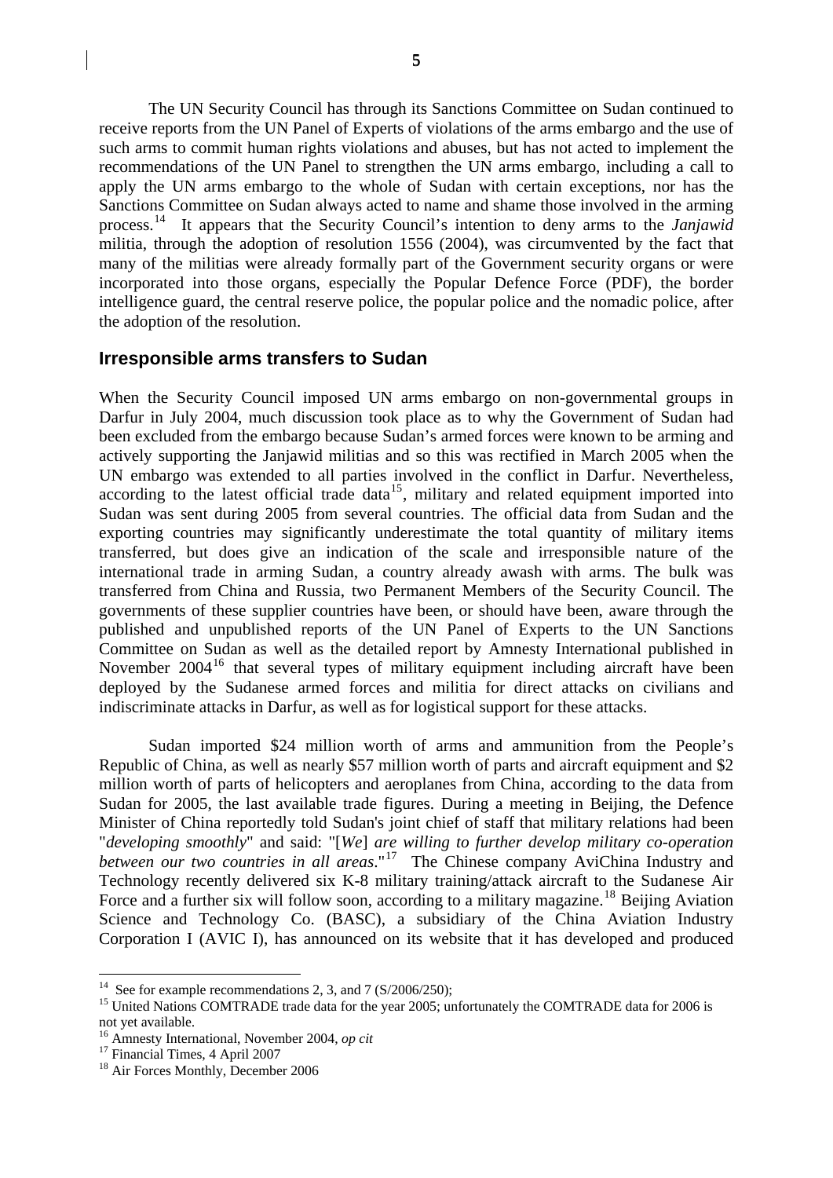The UN Security Council has through its Sanctions Committee on Sudan continued to receive reports from the UN Panel of Experts of violations of the arms embargo and the use of such arms to commit human rights violations and abuses, but has not acted to implement the recommendations of the UN Panel to strengthen the UN arms embargo, including a call to apply the UN arms embargo to the whole of Sudan with certain exceptions, nor has the Sanctions Committee on Sudan always acted to name and shame those involved in the arming process.[14] It appears that the Security Council's intention to deny arms to the *Janjawid* militia, through the adoption of resolution 1556 (2004), was circumvented by the fact that many of the militias were already formally part of the Government security organs or were incorporated into those organs, especially the Popular Defence Force (PDF), the border intelligence guard, the central reserve police, the popular police and the nomadic police, after the adoption of the resolution.

## Irresponsible arms transfers to Sudan

When the Security Council imposed UN arms embargo on non-governmental groups in Darfur in July 2004, much discussion took place as to why the Government of Sudan had been excluded from the embargo because Sudan's armed forces were known to be arming and actively supporting the Janjawid militias and so this was rectified in March 2005 when the UN embargo was extended to all parties involved in the conflict in Darfur. Nevertheless, according to the latest official trade data[15], military and related equipment imported into Sudan was sent during 2005 from several countries. The official data from Sudan and the exporting countries may significantly underestimate the total quantity of military items transferred, but does give an indication of the scale and irresponsible nature of the international trade in arming Sudan, a country already awash with arms. The bulk was transferred from China and Russia, two Permanent Members of the Security Council. The governments of these supplier countries have been, or should have been, aware through the published and unpublished reports of the UN Panel of Experts to the UN Sanctions Committee on Sudan as well as the detailed report by Amnesty International published in November 2004[16] that several types of military equipment including aircraft have been deployed by the Sudanese armed forces and militia for direct attacks on civilians and indiscriminate attacks in Darfur, as well as for logistical support for these attacks.

Sudan imported $24 million worth of arms and ammunition from the People's Republic of China, as well as nearly $57 million worth of parts and aircraft equipment and $2 million worth of parts of helicopters and aeroplanes from China, according to the data from Sudan for 2005, the last available trade figures. During a meeting in Beijing, the Defence Minister of China reportedly told Sudan's joint chief of staff that military relations had been "*developing smoothly*" and said: "[*We*] *are willing to further develop military co-operation between our two countries in all areas*."[17] The Chinese company AviChina Industry and Technology recently delivered six K-8 military training/attack aircraft to the Sudanese Air Force and a further six will follow soon, according to a military magazine.[18] Beijing Aviation Science and Technology Co. (BASC), a subsidiary of the China Aviation Industry Corporation I (AVIC I), has announced on its website that it has developed and produced

---

[14] See for example recommendations 2, 3, and 7 (S/2006/250);

[15] United Nations COMTRADE trade data for the year 2005; unfortunately the COMTRADE data for 2006 is not yet available.

[16] Amnesty International, November 2004, *op cit*

[17] Financial Times, 4 April 2007

[18] Air Forces Monthly, December 2006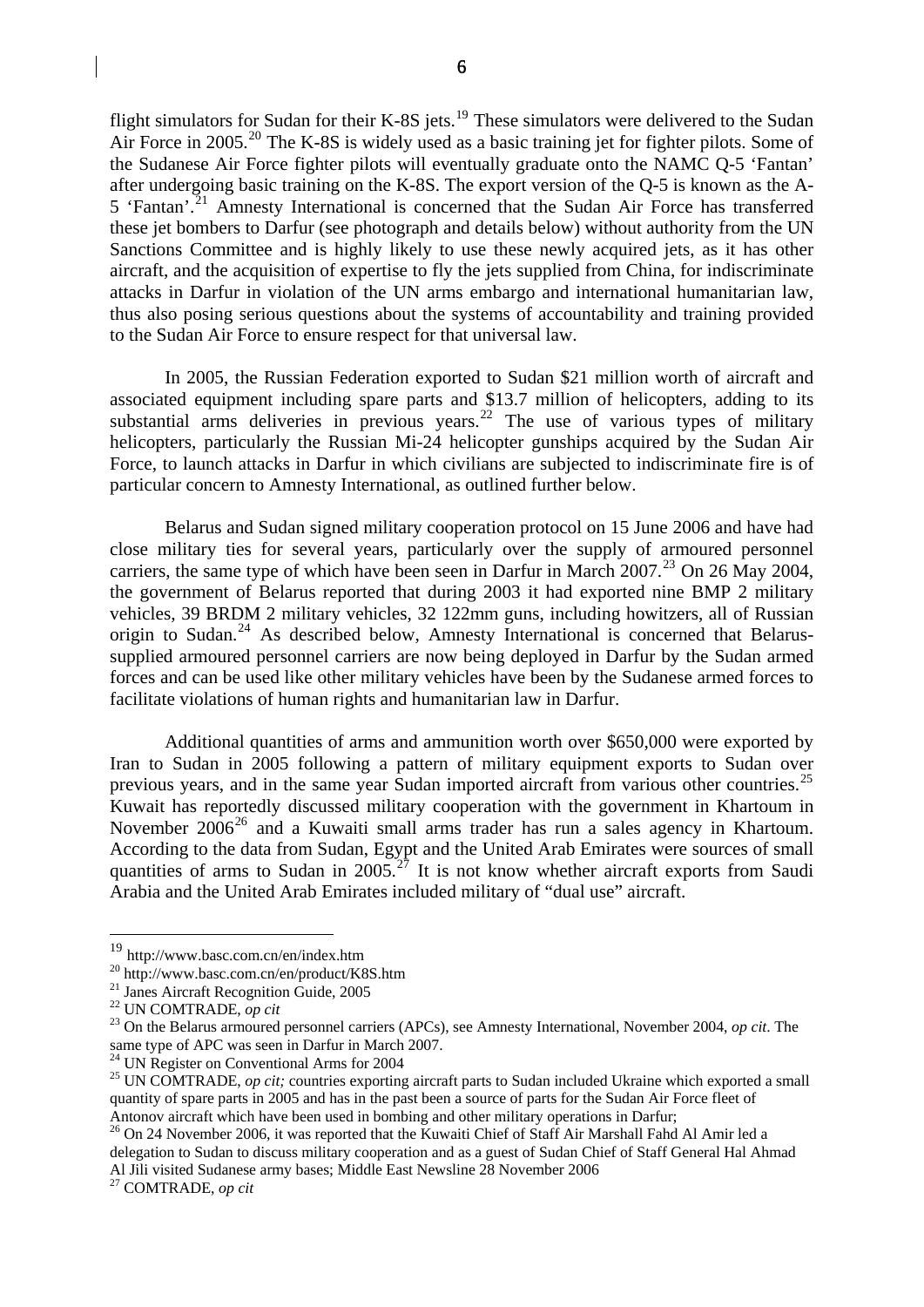flight simulators for Sudan for their K-8S jets.[19] These simulators were delivered to the Sudan Air Force in 2005.[20] The K-8S is widely used as a basic training jet for fighter pilots. Some of the Sudanese Air Force fighter pilots will eventually graduate onto the NAMC Q-5 'Fantan' after undergoing basic training on the K-8S. The export version of the Q-5 is known as the A-5 'Fantan'.[21] Amnesty International is concerned that the Sudan Air Force has transferred these jet bombers to Darfur (see photograph and details below) without authority from the UN Sanctions Committee and is highly likely to use these newly acquired jets, as it has other aircraft, and the acquisition of expertise to fly the jets supplied from China, for indiscriminate attacks in Darfur in violation of the UN arms embargo and international humanitarian law, thus also posing serious questions about the systems of accountability and training provided to the Sudan Air Force to ensure respect for that universal law.

In 2005, the Russian Federation exported to Sudan $21 million worth of aircraft and associated equipment including spare parts and $13.7 million of helicopters, adding to its substantial arms deliveries in previous years.[22] The use of various types of military helicopters, particularly the Russian Mi-24 helicopter gunships acquired by the Sudan Air Force, to launch attacks in Darfur in which civilians are subjected to indiscriminate fire is of particular concern to Amnesty International, as outlined further below.

Belarus and Sudan signed military cooperation protocol on 15 June 2006 and have had close military ties for several years, particularly over the supply of armoured personnel carriers, the same type of which have been seen in Darfur in March 2007.[23] On 26 May 2004, the government of Belarus reported that during 2003 it had exported nine BMP 2 military vehicles, 39 BRDM 2 military vehicles, 32 122mm guns, including howitzers, all of Russian origin to Sudan.[24] As described below, Amnesty International is concerned that Belarus-supplied armoured personnel carriers are now being deployed in Darfur by the Sudan armed forces and can be used like other military vehicles have been by the Sudanese armed forces to facilitate violations of human rights and humanitarian law in Darfur.

Additional quantities of arms and ammunition worth over $650,000 were exported by Iran to Sudan in 2005 following a pattern of military equipment exports to Sudan over previous years, and in the same year Sudan imported aircraft from various other countries.[25] Kuwait has reportedly discussed military cooperation with the government in Khartoum in November 2006[26] and a Kuwaiti small arms trader has run a sales agency in Khartoum. According to the data from Sudan, Egypt and the United Arab Emirates were sources of small quantities of arms to Sudan in 2005.[27] It is not know whether aircraft exports from Saudi Arabia and the United Arab Emirates included military of "dual use" aircraft.

---

[19] http://www.basc.com.cn/en/index.htm

[20] http://www.basc.com.cn/en/product/K8S.htm

[21] Janes Aircraft Recognition Guide, 2005

[22] UN COMTRADE, *op cit*

[23] On the Belarus armoured personnel carriers (APCs), see Amnesty International, November 2004, *op cit*. The same type of APC was seen in Darfur in March 2007.

[24] UN Register on Conventional Arms for 2004

[25] UN COMTRADE, *op cit;* countries exporting aircraft parts to Sudan included Ukraine which exported a small quantity of spare parts in 2005 and has in the past been a source of parts for the Sudan Air Force fleet of Antonov aircraft which have been used in bombing and other military operations in Darfur;

[26] On 24 November 2006, it was reported that the Kuwaiti Chief of Staff Air Marshall Fahd Al Amir led a delegation to Sudan to discuss military cooperation and as a guest of Sudan Chief of Staff General Hal Ahmad Al Jili visited Sudanese army bases; Middle East Newsline 28 November 2006

[27] COMTRADE, *op cit*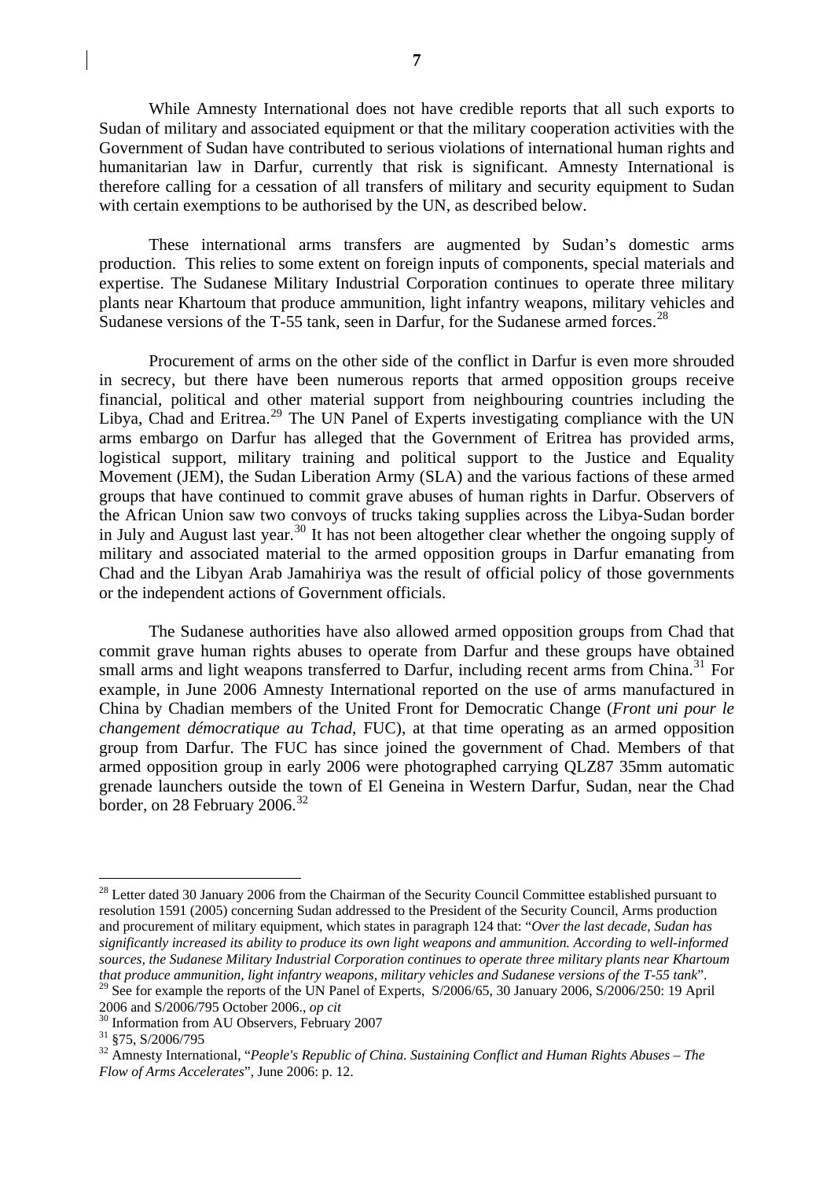While Amnesty International does not have credible reports that all such exports to Sudan of military and associated equipment or that the military cooperation activities with the Government of Sudan have contributed to serious violations of international human rights and humanitarian law in Darfur, currently that risk is significant. Amnesty International is therefore calling for a cessation of all transfers of military and security equipment to Sudan with certain exemptions to be authorised by the UN, as described below.

These international arms transfers are augmented by Sudan's domestic arms production. This relies to some extent on foreign inputs of components, special materials and expertise. The Sudanese Military Industrial Corporation continues to operate three military plants near Khartoum that produce ammunition, light infantry weapons, military vehicles and Sudanese versions of the T-55 tank, seen in Darfur, for the Sudanese armed forces.[28]

Procurement of arms on the other side of the conflict in Darfur is even more shrouded in secrecy, but there have been numerous reports that armed opposition groups receive financial, political and other material support from neighbouring countries including the Libya, Chad and Eritrea.[29] The UN Panel of Experts investigating compliance with the UN arms embargo on Darfur has alleged that the Government of Eritrea has provided arms, logistical support, military training and political support to the Justice and Equality Movement (JEM), the Sudan Liberation Army (SLA) and the various factions of these armed groups that have continued to commit grave abuses of human rights in Darfur. Observers of the African Union saw two convoys of trucks taking supplies across the Libya-Sudan border in July and August last year.[30] It has not been altogether clear whether the ongoing supply of military and associated material to the armed opposition groups in Darfur emanating from Chad and the Libyan Arab Jamahiriya was the result of official policy of those governments or the independent actions of Government officials.

The Sudanese authorities have also allowed armed opposition groups from Chad that commit grave human rights abuses to operate from Darfur and these groups have obtained small arms and light weapons transferred to Darfur, including recent arms from China.[31] For example, in June 2006 Amnesty International reported on the use of arms manufactured in China by Chadian members of the United Front for Democratic Change (*Front uni pour le changement démocratique au Tchad*, FUC), at that time operating as an armed opposition group from Darfur. The FUC has since joined the government of Chad. Members of that armed opposition group in early 2006 were photographed carrying QLZ87 35mm automatic grenade launchers outside the town of El Geneina in Western Darfur, Sudan, near the Chad border, on 28 February 2006.[32]

---

[28] Letter dated 30 January 2006 from the Chairman of the Security Council Committee established pursuant to resolution 1591 (2005) concerning Sudan addressed to the President of the Security Council, Arms production and procurement of military equipment, which states in paragraph 124 that: "*Over the last decade, Sudan has significantly increased its ability to produce its own light weapons and ammunition. According to well-informed sources, the Sudanese Military Industrial Corporation continues to operate three military plants near Khartoum that produce ammunition, light infantry weapons, military vehicles and Sudanese versions of the T-55 tank*".

[29] See for example the reports of the UN Panel of Experts, S/2006/65, 30 January 2006, S/2006/250: 19 April 2006 and S/2006/795 October 2006., *op cit*

[30] Information from AU Observers, February 2007

[31] §75, S/2006/795

[32] Amnesty International, "*People's Republic of China. Sustaining Conflict and Human Rights Abuses – The Flow of Arms Accelerates*", June 2006: p. 12.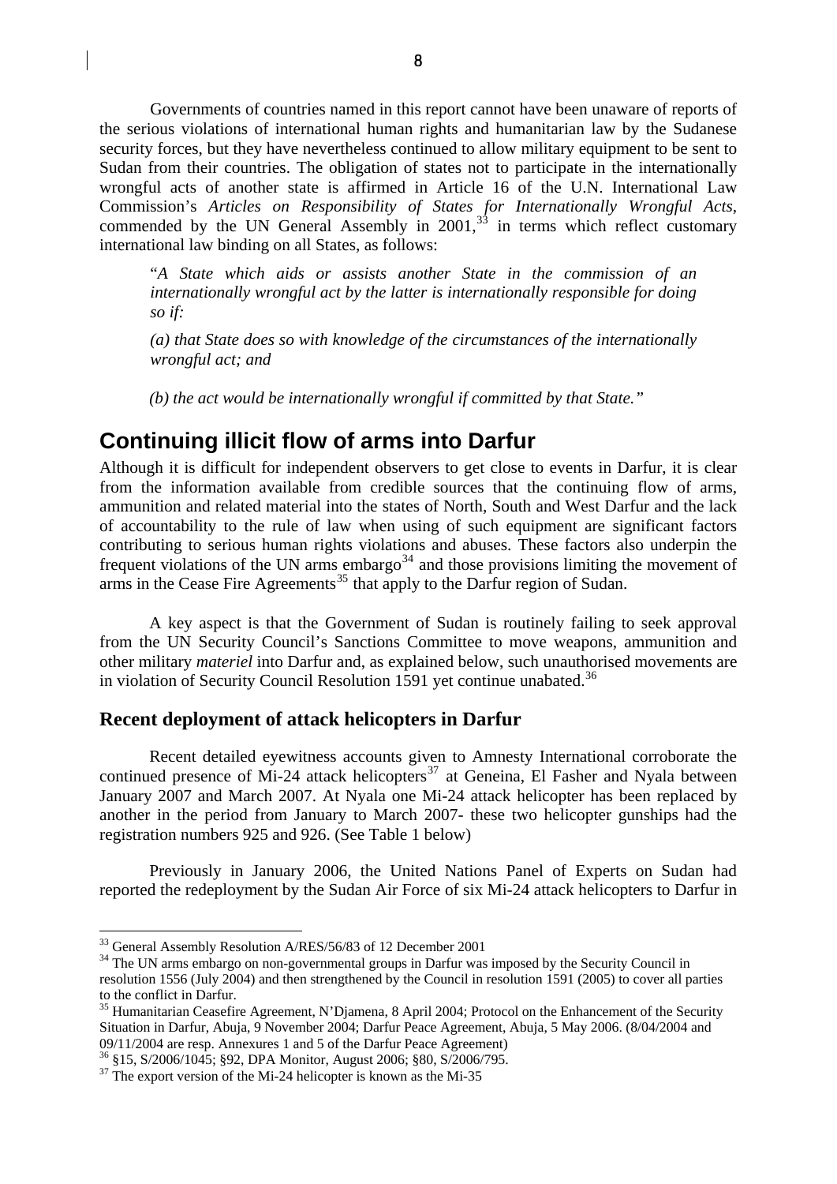Governments of countries named in this report cannot have been unaware of reports of the serious violations of international human rights and humanitarian law by the Sudanese security forces, but they have nevertheless continued to allow military equipment to be sent to Sudan from their countries. The obligation of states not to participate in the internationally wrongful acts of another state is affirmed in Article 16 of the U.N. International Law Commission's *Articles on Responsibility of States for Internationally Wrongful Acts*, commended by the UN General Assembly in 2001,[33] in terms which reflect customary international law binding on all States, as follows:

> "*A State which aids or assists another State in the commission of an internationally wrongful act by the latter is internationally responsible for doing so if:*
>
> *(a) that State does so with knowledge of the circumstances of the internationally wrongful act; and*
>
> *(b) the act would be internationally wrongful if committed by that State.*"

## Continuing illicit flow of arms into Darfur

Although it is difficult for independent observers to get close to events in Darfur, it is clear from the information available from credible sources that the continuing flow of arms, ammunition and related material into the states of North, South and West Darfur and the lack of accountability to the rule of law when using of such equipment are significant factors contributing to serious human rights violations and abuses. These factors also underpin the frequent violations of the UN arms embargo[34] and those provisions limiting the movement of arms in the Cease Fire Agreements[35] that apply to the Darfur region of Sudan.

A key aspect is that the Government of Sudan is routinely failing to seek approval from the UN Security Council's Sanctions Committee to move weapons, ammunition and other military *materiel* into Darfur and, as explained below, such unauthorised movements are in violation of Security Council Resolution 1591 yet continue unabated.[36]

### Recent deployment of attack helicopters in Darfur

Recent detailed eyewitness accounts given to Amnesty International corroborate the continued presence of Mi-24 attack helicopters[37] at Geneina, El Fasher and Nyala between January 2007 and March 2007. At Nyala one Mi-24 attack helicopter has been replaced by another in the period from January to March 2007- these two helicopter gunships had the registration numbers 925 and 926. (See Table 1 below)

Previously in January 2006, the United Nations Panel of Experts on Sudan had reported the redeployment by the Sudan Air Force of six Mi-24 attack helicopters to Darfur in

---

[33] General Assembly Resolution A/RES/56/83 of 12 December 2001

[34] The UN arms embargo on non-governmental groups in Darfur was imposed by the Security Council in resolution 1556 (July 2004) and then strengthened by the Council in resolution 1591 (2005) to cover all parties to the conflict in Darfur.

[35] Humanitarian Ceasefire Agreement, N'Djamena, 8 April 2004; Protocol on the Enhancement of the Security Situation in Darfur, Abuja, 9 November 2004; Darfur Peace Agreement, Abuja, 5 May 2006. (8/04/2004 and 09/11/2004 are resp. Annexures 1 and 5 of the Darfur Peace Agreement)

[36] §15, S/2006/1045; §92, DPA Monitor, August 2006; §80, S/2006/795.

[37] The export version of the Mi-24 helicopter is known as the Mi-35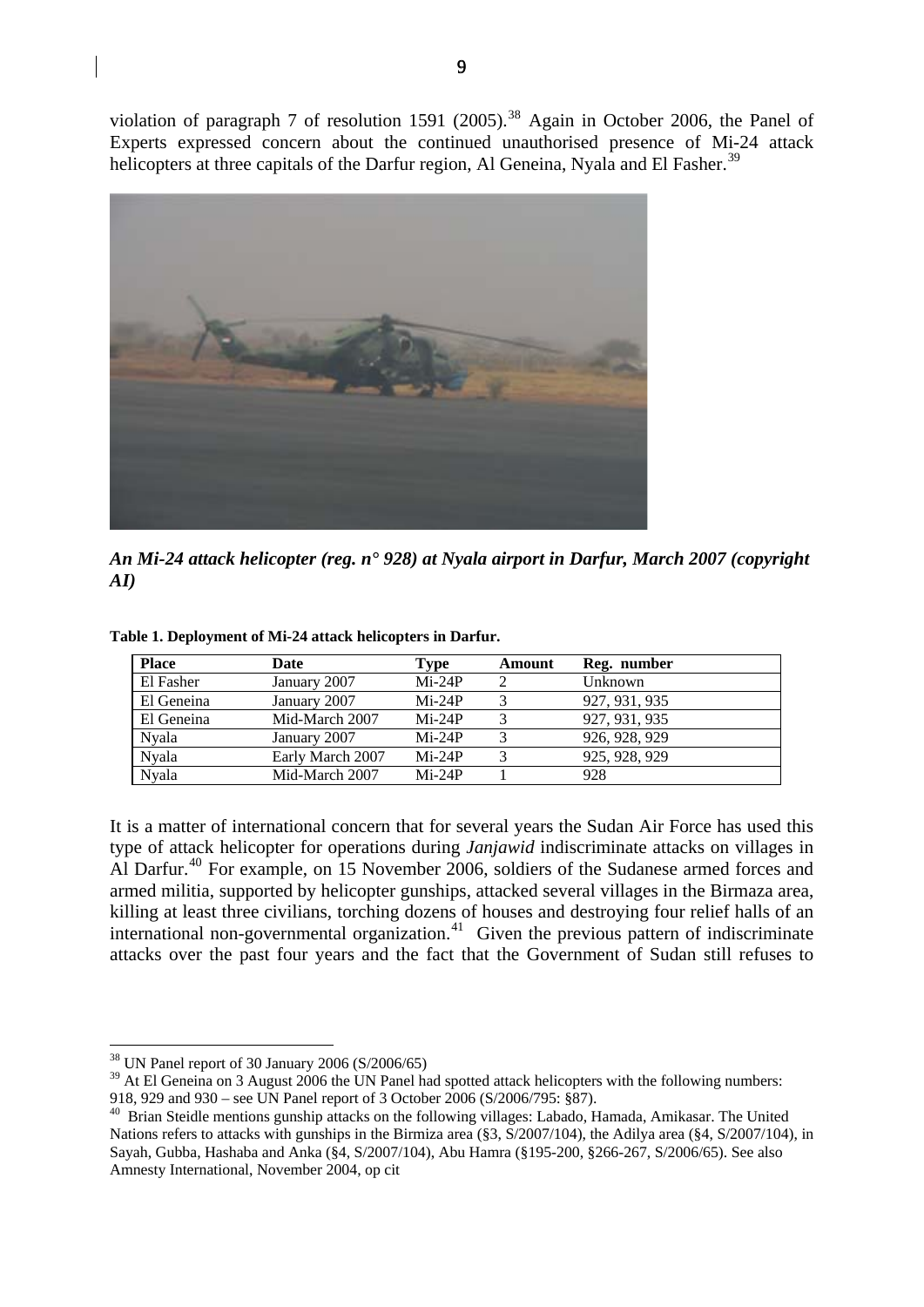violation of paragraph 7 of resolution 1591 (2005).[38] Again in October 2006, the Panel of Experts expressed concern about the continued unauthorised presence of Mi-24 attack helicopters at three capitals of the Darfur region, Al Geneina, Nyala and El Fasher.[39]

***An Mi-24 attack helicopter (reg. n° 928) at Nyala airport in Darfur, March 2007 (copyright AI)***

**Table 1. Deployment of Mi-24 attack helicopters in Darfur.**

| Place | Date | Type | Amount | Reg. number |
|---|---|---|---|---|
| El Fasher | January 2007 | Mi-24P | 2 | Unknown |
| El Geneina | January 2007 | Mi-24P | 3 | 927, 931, 935 |
| El Geneina | Mid-March 2007 | Mi-24P | 3 | 927, 931, 935 |
| Nyala | January 2007 | Mi-24P | 3 | 926, 928, 929 |
| Nyala | Early March 2007 | Mi-24P | 3 | 925, 928, 929 |
| Nyala | Mid-March 2007 | Mi-24P | 1 | 928 |

It is a matter of international concern that for several years the Sudan Air Force has used this type of attack helicopter for operations during *Janjawid* indiscriminate attacks on villages in Al Darfur.[40] For example, on 15 November 2006, soldiers of the Sudanese armed forces and armed militia, supported by helicopter gunships, attacked several villages in the Birmaza area, killing at least three civilians, torching dozens of houses and destroying four relief halls of an international non-governmental organization.[41] Given the previous pattern of indiscriminate attacks over the past four years and the fact that the Government of Sudan still refuses to

[38] UN Panel report of 30 January 2006 (S/2006/65)

[39] At El Geneina on 3 August 2006 the UN Panel had spotted attack helicopters with the following numbers: 918, 929 and 930 – see UN Panel report of 3 October 2006 (S/2006/795: §87).

[40] Brian Steidle mentions gunship attacks on the following villages: Labado, Hamada, Amikasar. The United Nations refers to attacks with gunships in the Birmiza area (§3, S/2007/104), the Adilya area (§4, S/2007/104), in Sayah, Gubba, Hashaba and Anka (§4, S/2007/104), Abu Hamra (§195-200, §266-267, S/2006/65). See also Amnesty International, November 2004, op cit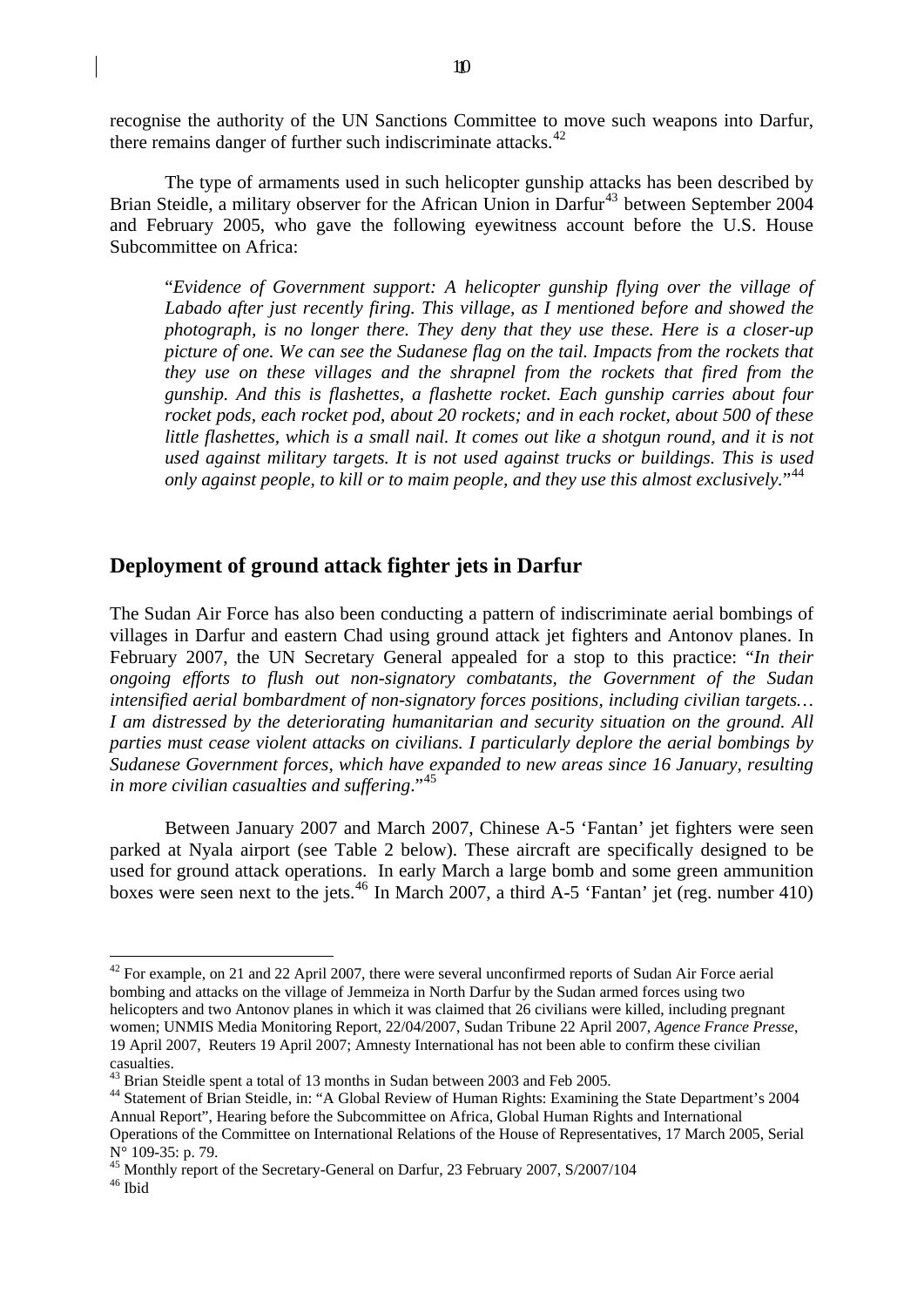recognise the authority of the UN Sanctions Committee to move such weapons into Darfur, there remains danger of further such indiscriminate attacks.[42]

The type of armaments used in such helicopter gunship attacks has been described by Brian Steidle, a military observer for the African Union in Darfur[43] between September 2004 and February 2005, who gave the following eyewitness account before the U.S. House Subcommittee on Africa:

> "*Evidence of Government support: A helicopter gunship flying over the village of Labado after just recently firing. This village, as I mentioned before and showed the photograph, is no longer there. They deny that they use these. Here is a closer-up picture of one. We can see the Sudanese flag on the tail. Impacts from the rockets that they use on these villages and the shrapnel from the rockets that fired from the gunship. And this is flashettes, a flashette rocket. Each gunship carries about four rocket pods, each rocket pod, about 20 rockets; and in each rocket, about 500 of these little flashettes, which is a small nail. It comes out like a shotgun round, and it is not used against military targets. It is not used against trucks or buildings. This is used only against people, to kill or to maim people, and they use this almost exclusively.*"[44]

## Deployment of ground attack fighter jets in Darfur

The Sudan Air Force has also been conducting a pattern of indiscriminate aerial bombings of villages in Darfur and eastern Chad using ground attack jet fighters and Antonov planes. In February 2007, the UN Secretary General appealed for a stop to this practice: "*In their ongoing efforts to flush out non-signatory combatants, the Government of the Sudan intensified aerial bombardment of non-signatory forces positions, including civilian targets… I am distressed by the deteriorating humanitarian and security situation on the ground. All parties must cease violent attacks on civilians. I particularly deplore the aerial bombings by Sudanese Government forces, which have expanded to new areas since 16 January, resulting in more civilian casualties and suffering*."[45]

Between January 2007 and March 2007, Chinese A-5 'Fantan' jet fighters were seen parked at Nyala airport (see Table 2 below). These aircraft are specifically designed to be used for ground attack operations. In early March a large bomb and some green ammunition boxes were seen next to the jets.[46] In March 2007, a third A-5 'Fantan' jet (reg. number 410)

---

[42] For example, on 21 and 22 April 2007, there were several unconfirmed reports of Sudan Air Force aerial bombing and attacks on the village of Jemmeiza in North Darfur by the Sudan armed forces using two helicopters and two Antonov planes in which it was claimed that 26 civilians were killed, including pregnant women; UNMIS Media Monitoring Report, 22/04/2007, Sudan Tribune 22 April 2007, *Agence France Presse*, 19 April 2007, Reuters 19 April 2007; Amnesty International has not been able to confirm these civilian casualties.

[43] Brian Steidle spent a total of 13 months in Sudan between 2003 and Feb 2005.

[44] Statement of Brian Steidle, in: "A Global Review of Human Rights: Examining the State Department's 2004 Annual Report", Hearing before the Subcommittee on Africa, Global Human Rights and International Operations of the Committee on International Relations of the House of Representatives, 17 March 2005, Serial N° 109-35: p. 79.

[45] Monthly report of the Secretary-General on Darfur, 23 February 2007, S/2007/104

[46] Ibid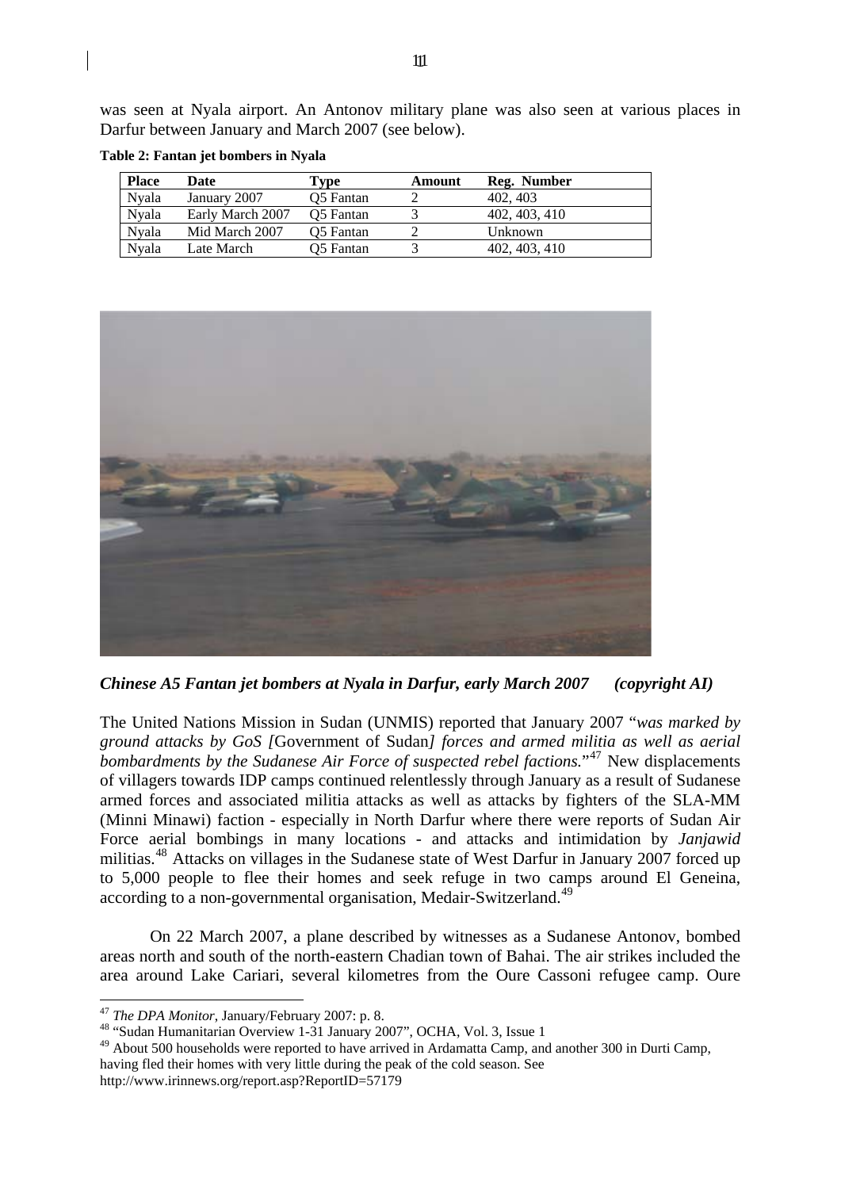was seen at Nyala airport. An Antonov military plane was also seen at various places in Darfur between January and March 2007 (see below).

**Table 2: Fantan jet bombers in Nyala**

| Place | Date | Type | Amount | Reg. Number |
|---|---|---|---|---|
| Nyala | January 2007 | Q5 Fantan | 2 | 402, 403 |
| Nyala | Early March 2007 | Q5 Fantan | 3 | 402, 403, 410 |
| Nyala | Mid March 2007 | Q5 Fantan | 2 | Unknown |
| Nyala | Late March | Q5 Fantan | 3 | 402, 403, 410 |

***Chinese A5 Fantan jet bombers at Nyala in Darfur, early March 2007 (copyright AI)***

The United Nations Mission in Sudan (UNMIS) reported that January 2007 "*was marked by ground attacks by GoS [*Government of Sudan*] forces and armed militia as well as aerial bombardments by the Sudanese Air Force of suspected rebel factions.*"[47] New displacements of villagers towards IDP camps continued relentlessly through January as a result of Sudanese armed forces and associated militia attacks as well as attacks by fighters of the SLA-MM (Minni Minawi) faction - especially in North Darfur where there were reports of Sudan Air Force aerial bombings in many locations - and attacks and intimidation by *Janjawid* militias.[48] Attacks on villages in the Sudanese state of West Darfur in January 2007 forced up to 5,000 people to flee their homes and seek refuge in two camps around El Geneina, according to a non-governmental organisation, Medair-Switzerland.[49]

On 22 March 2007, a plane described by witnesses as a Sudanese Antonov, bombed areas north and south of the north-eastern Chadian town of Bahai. The air strikes included the area around Lake Cariari, several kilometres from the Oure Cassoni refugee camp. Oure

[47] *The DPA Monitor*, January/February 2007: p. 8.

[48] "Sudan Humanitarian Overview 1-31 January 2007", OCHA, Vol. 3, Issue 1

[49] About 500 households were reported to have arrived in Ardamatta Camp, and another 300 in Durti Camp, having fled their homes with very little during the peak of the cold season. See http://www.irinnews.org/report.asp?ReportID=57179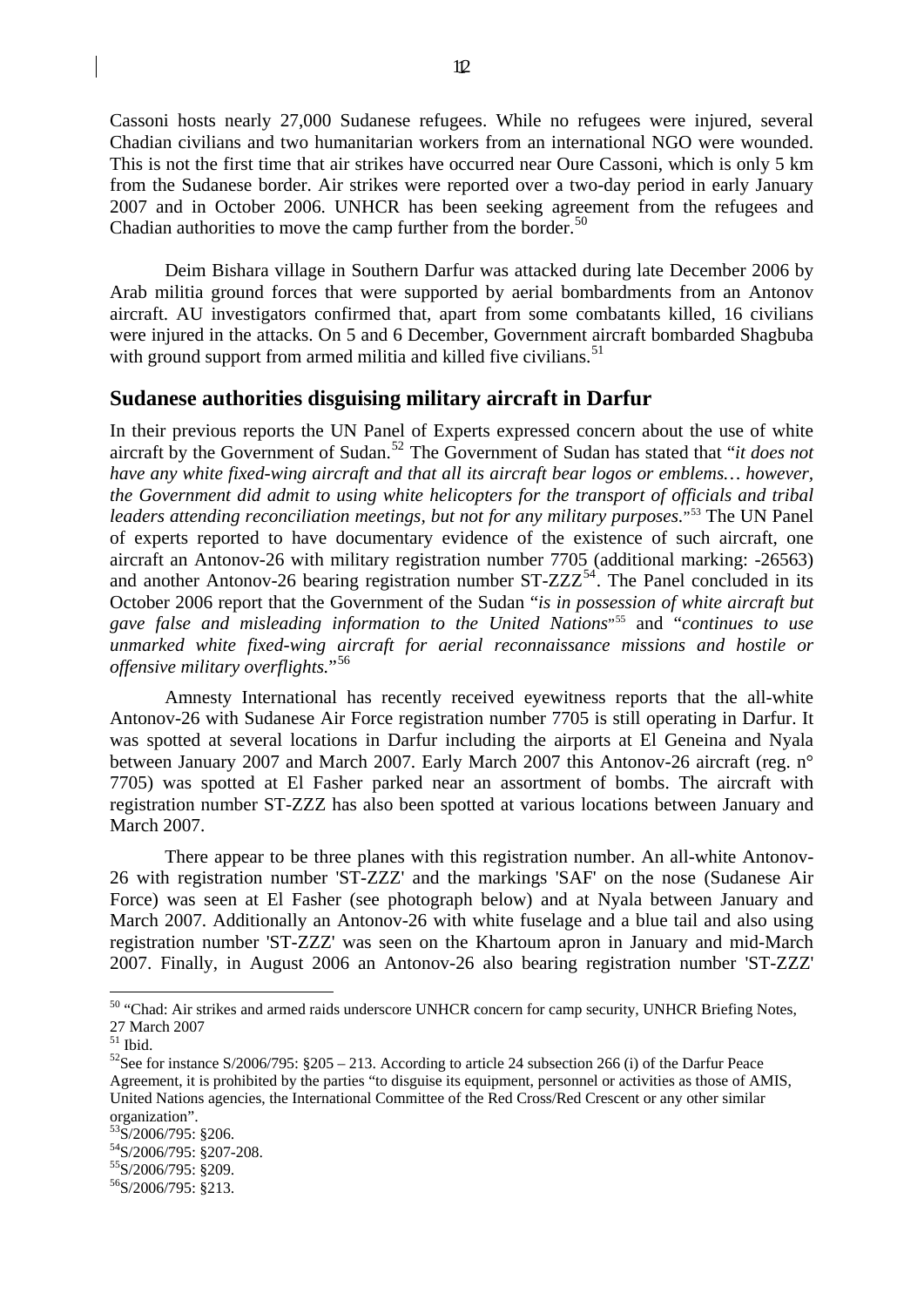Cassoni hosts nearly 27,000 Sudanese refugees. While no refugees were injured, several Chadian civilians and two humanitarian workers from an international NGO were wounded. This is not the first time that air strikes have occurred near Oure Cassoni, which is only 5 km from the Sudanese border. Air strikes were reported over a two-day period in early January 2007 and in October 2006. UNHCR has been seeking agreement from the refugees and Chadian authorities to move the camp further from the border.[50]

Deim Bishara village in Southern Darfur was attacked during late December 2006 by Arab militia ground forces that were supported by aerial bombardments from an Antonov aircraft. AU investigators confirmed that, apart from some combatants killed, 16 civilians were injured in the attacks. On 5 and 6 December, Government aircraft bombarded Shagbuba with ground support from armed militia and killed five civilians.[51]

## Sudanese authorities disguising military aircraft in Darfur

In their previous reports the UN Panel of Experts expressed concern about the use of white aircraft by the Government of Sudan.[52] The Government of Sudan has stated that "*it does not have any white fixed-wing aircraft and that all its aircraft bear logos or emblems… however, the Government did admit to using white helicopters for the transport of officials and tribal leaders attending reconciliation meetings, but not for any military purposes.*"[53] The UN Panel of experts reported to have documentary evidence of the existence of such aircraft, one aircraft an Antonov-26 with military registration number 7705 (additional marking: -26563) and another Antonov-26 bearing registration number ST-ZZZ[54]. The Panel concluded in its October 2006 report that the Government of the Sudan "*is in possession of white aircraft but gave false and misleading information to the United Nations*"[55] and "*continues to use unmarked white fixed-wing aircraft for aerial reconnaissance missions and hostile or offensive military overflights.*"[56]

Amnesty International has recently received eyewitness reports that the all-white Antonov-26 with Sudanese Air Force registration number 7705 is still operating in Darfur. It was spotted at several locations in Darfur including the airports at El Geneina and Nyala between January 2007 and March 2007. Early March 2007 this Antonov-26 aircraft (reg. n° 7705) was spotted at El Fasher parked near an assortment of bombs. The aircraft with registration number ST-ZZZ has also been spotted at various locations between January and March 2007.

There appear to be three planes with this registration number. An all-white Antonov-26 with registration number 'ST-ZZZ' and the markings 'SAF' on the nose (Sudanese Air Force) was seen at El Fasher (see photograph below) and at Nyala between January and March 2007. Additionally an Antonov-26 with white fuselage and a blue tail and also using registration number 'ST-ZZZ' was seen on the Khartoum apron in January and mid-March 2007. Finally, in August 2006 an Antonov-26 also bearing registration number 'ST-ZZZ'

---

[50] "Chad: Air strikes and armed raids underscore UNHCR concern for camp security, UNHCR Briefing Notes, 27 March 2007

[51] Ibid.

[52] See for instance S/2006/795: §205 – 213. According to article 24 subsection 266 (i) of the Darfur Peace Agreement, it is prohibited by the parties "to disguise its equipment, personnel or activities as those of AMIS, United Nations agencies, the International Committee of the Red Cross/Red Crescent or any other similar organization".

[53] S/2006/795: §206.

[54] S/2006/795: §207-208.

[55] S/2006/795: §209.

[56] S/2006/795: §213.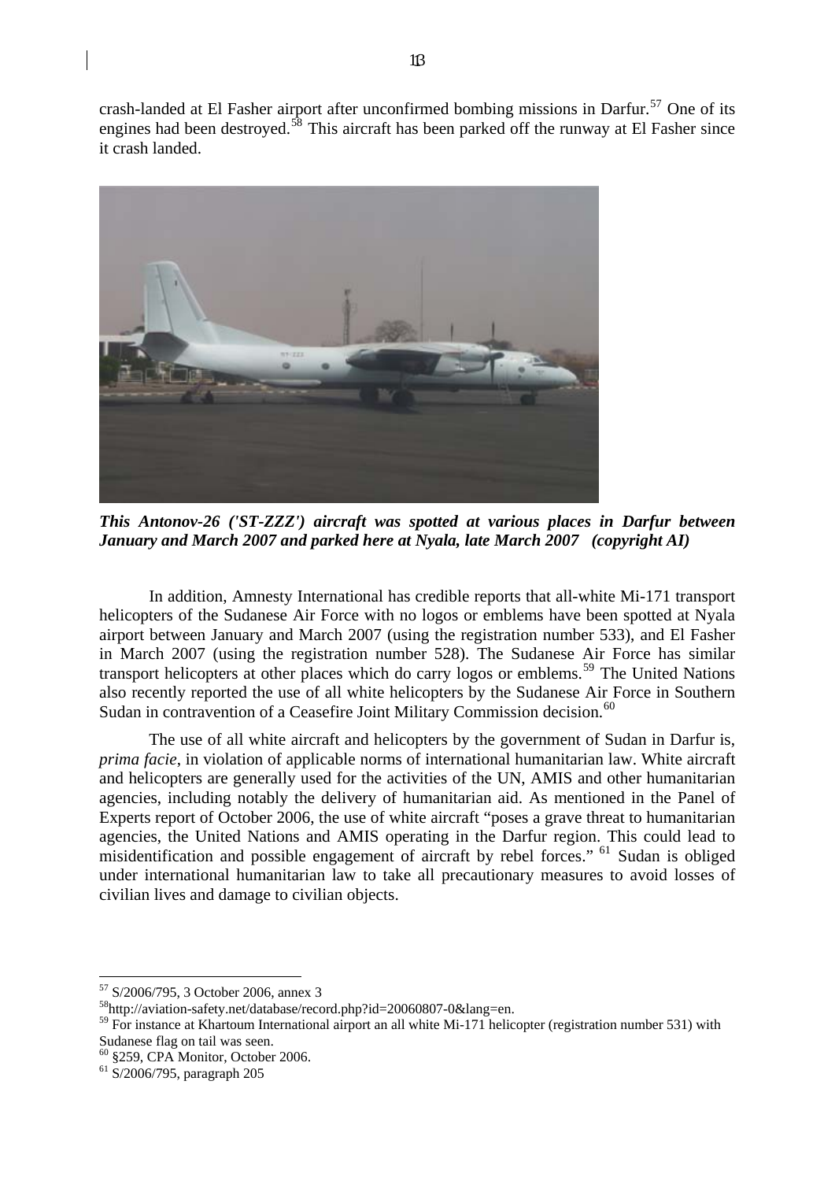crash-landed at El Fasher airport after unconfirmed bombing missions in Darfur.[57] One of its engines had been destroyed.[58] This aircraft has been parked off the runway at El Fasher since it crash landed.

***This Antonov-26 ('ST-ZZZ') aircraft was spotted at various places in Darfur between January and March 2007 and parked here at Nyala, late March 2007 (copyright AI)***

In addition, Amnesty International has credible reports that all-white Mi-171 transport helicopters of the Sudanese Air Force with no logos or emblems have been spotted at Nyala airport between January and March 2007 (using the registration number 533), and El Fasher in March 2007 (using the registration number 528). The Sudanese Air Force has similar transport helicopters at other places which do carry logos or emblems.[59] The United Nations also recently reported the use of all white helicopters by the Sudanese Air Force in Southern Sudan in contravention of a Ceasefire Joint Military Commission decision.[60]

The use of all white aircraft and helicopters by the government of Sudan in Darfur is, *prima facie*, in violation of applicable norms of international humanitarian law. White aircraft and helicopters are generally used for the activities of the UN, AMIS and other humanitarian agencies, including notably the delivery of humanitarian aid. As mentioned in the Panel of Experts report of October 2006, the use of white aircraft "poses a grave threat to humanitarian agencies, the United Nations and AMIS operating in the Darfur region. This could lead to misidentification and possible engagement of aircraft by rebel forces." [61] Sudan is obliged under international humanitarian law to take all precautionary measures to avoid losses of civilian lives and damage to civilian objects.

---

[57] S/2006/795, 3 October 2006, annex 3

[58] http://aviation-safety.net/database/record.php?id=20060807-0&lang=en.

[59] For instance at Khartoum International airport an all white Mi-171 helicopter (registration number 531) with Sudanese flag on tail was seen.

[60] §259, CPA Monitor, October 2006.

[61] S/2006/795, paragraph 205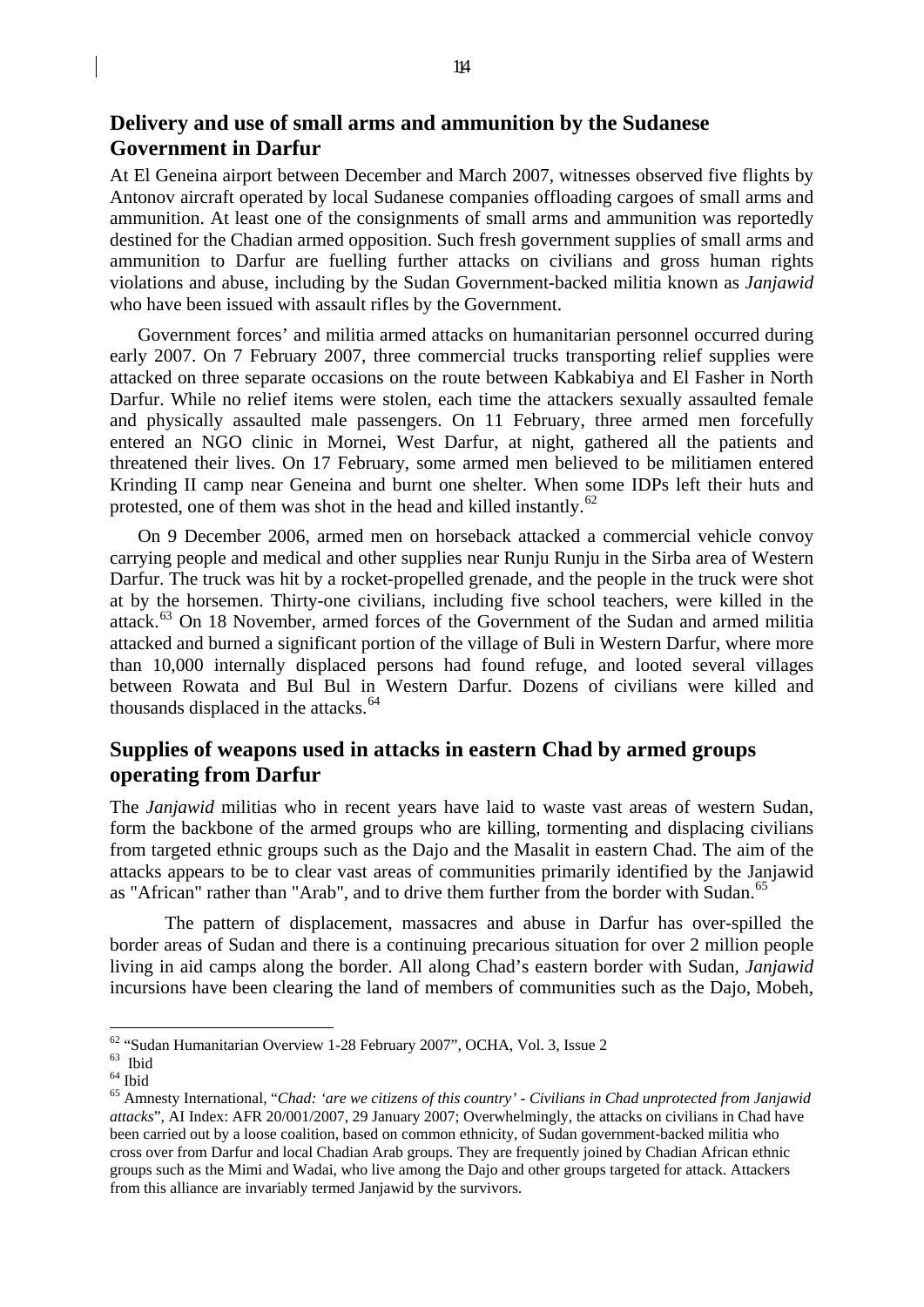## Delivery and use of small arms and ammunition by the Sudanese Government in Darfur

At El Geneina airport between December and March 2007, witnesses observed five flights by Antonov aircraft operated by local Sudanese companies offloading cargoes of small arms and ammunition. At least one of the consignments of small arms and ammunition was reportedly destined for the Chadian armed opposition. Such fresh government supplies of small arms and ammunition to Darfur are fuelling further attacks on civilians and gross human rights violations and abuse, including by the Sudan Government-backed militia known as *Janjawid* who have been issued with assault rifles by the Government.

Government forces' and militia armed attacks on humanitarian personnel occurred during early 2007. On 7 February 2007, three commercial trucks transporting relief supplies were attacked on three separate occasions on the route between Kabkabiya and El Fasher in North Darfur. While no relief items were stolen, each time the attackers sexually assaulted female and physically assaulted male passengers. On 11 February, three armed men forcefully entered an NGO clinic in Mornei, West Darfur, at night, gathered all the patients and threatened their lives. On 17 February, some armed men believed to be militiamen entered Krinding II camp near Geneina and burnt one shelter. When some IDPs left their huts and protested, one of them was shot in the head and killed instantly.[62]

On 9 December 2006, armed men on horseback attacked a commercial vehicle convoy carrying people and medical and other supplies near Runju Runju in the Sirba area of Western Darfur. The truck was hit by a rocket-propelled grenade, and the people in the truck were shot at by the horsemen. Thirty-one civilians, including five school teachers, were killed in the attack.[63] On 18 November, armed forces of the Government of the Sudan and armed militia attacked and burned a significant portion of the village of Buli in Western Darfur, where more than 10,000 internally displaced persons had found refuge, and looted several villages between Rowata and Bul Bul in Western Darfur. Dozens of civilians were killed and thousands displaced in the attacks.[64]

## Supplies of weapons used in attacks in eastern Chad by armed groups operating from Darfur

The *Janjawid* militias who in recent years have laid to waste vast areas of western Sudan, form the backbone of the armed groups who are killing, tormenting and displacing civilians from targeted ethnic groups such as the Dajo and the Masalit in eastern Chad. The aim of the attacks appears to be to clear vast areas of communities primarily identified by the Janjawid as "African" rather than "Arab", and to drive them further from the border with Sudan.[65]

The pattern of displacement, massacres and abuse in Darfur has over-spilled the border areas of Sudan and there is a continuing precarious situation for over 2 million people living in aid camps along the border. All along Chad's eastern border with Sudan, *Janjawid* incursions have been clearing the land of members of communities such as the Dajo, Mobeh,

---

[62] "Sudan Humanitarian Overview 1-28 February 2007", OCHA, Vol. 3, Issue 2

[63] Ibid

[64] Ibid

[65] Amnesty International, "*Chad: 'are we citizens of this country' - Civilians in Chad unprotected from Janjawid attacks*", AI Index: AFR 20/001/2007, 29 January 2007; Overwhelmingly, the attacks on civilians in Chad have been carried out by a loose coalition, based on common ethnicity, of Sudan government-backed militia who cross over from Darfur and local Chadian Arab groups. They are frequently joined by Chadian African ethnic groups such as the Mimi and Wadai, who live among the Dajo and other groups targeted for attack. Attackers from this alliance are invariably termed Janjawid by the survivors.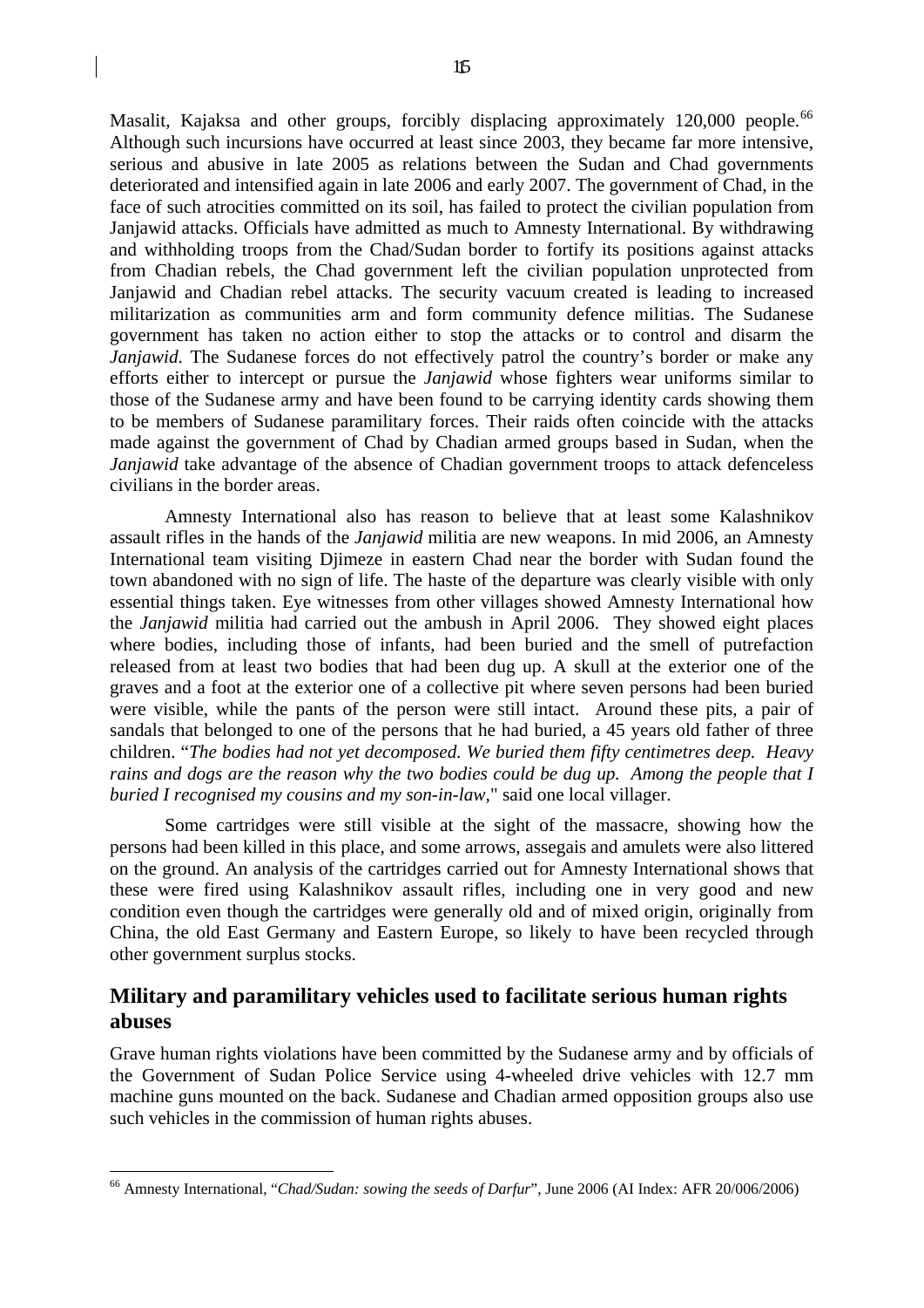Masalit, Kajaksa and other groups, forcibly displacing approximately 120,000 people.[66] Although such incursions have occurred at least since 2003, they became far more intensive, serious and abusive in late 2005 as relations between the Sudan and Chad governments deteriorated and intensified again in late 2006 and early 2007. The government of Chad, in the face of such atrocities committed on its soil, has failed to protect the civilian population from Janjawid attacks. Officials have admitted as much to Amnesty International. By withdrawing and withholding troops from the Chad/Sudan border to fortify its positions against attacks from Chadian rebels, the Chad government left the civilian population unprotected from Janjawid and Chadian rebel attacks. The security vacuum created is leading to increased militarization as communities arm and form community defence militias. The Sudanese government has taken no action either to stop the attacks or to control and disarm the *Janjawid*. The Sudanese forces do not effectively patrol the country's border or make any efforts either to intercept or pursue the *Janjawid* whose fighters wear uniforms similar to those of the Sudanese army and have been found to be carrying identity cards showing them to be members of Sudanese paramilitary forces. Their raids often coincide with the attacks made against the government of Chad by Chadian armed groups based in Sudan, when the *Janjawid* take advantage of the absence of Chadian government troops to attack defenceless civilians in the border areas.

Amnesty International also has reason to believe that at least some Kalashnikov assault rifles in the hands of the *Janjawid* militia are new weapons. In mid 2006, an Amnesty International team visiting Djimeze in eastern Chad near the border with Sudan found the town abandoned with no sign of life. The haste of the departure was clearly visible with only essential things taken. Eye witnesses from other villages showed Amnesty International how the *Janjawid* militia had carried out the ambush in April 2006. They showed eight places where bodies, including those of infants, had been buried and the smell of putrefaction released from at least two bodies that had been dug up. A skull at the exterior one of the graves and a foot at the exterior one of a collective pit where seven persons had been buried were visible, while the pants of the person were still intact. Around these pits, a pair of sandals that belonged to one of the persons that he had buried, a 45 years old father of three children. "*The bodies had not yet decomposed. We buried them fifty centimetres deep. Heavy rains and dogs are the reason why the two bodies could be dug up. Among the people that I buried I recognised my cousins and my son-in-law*," said one local villager.

Some cartridges were still visible at the sight of the massacre, showing how the persons had been killed in this place, and some arrows, assegais and amulets were also littered on the ground. An analysis of the cartridges carried out for Amnesty International shows that these were fired using Kalashnikov assault rifles, including one in very good and new condition even though the cartridges were generally old and of mixed origin, originally from China, the old East Germany and Eastern Europe, so likely to have been recycled through other government surplus stocks.

## Military and paramilitary vehicles used to facilitate serious human rights abuses

Grave human rights violations have been committed by the Sudanese army and by officials of the Government of Sudan Police Service using 4-wheeled drive vehicles with 12.7 mm machine guns mounted on the back. Sudanese and Chadian armed opposition groups also use such vehicles in the commission of human rights abuses.

---

[66] Amnesty International, "*Chad/Sudan: sowing the seeds of Darfur*", June 2006 (AI Index: AFR 20/006/2006)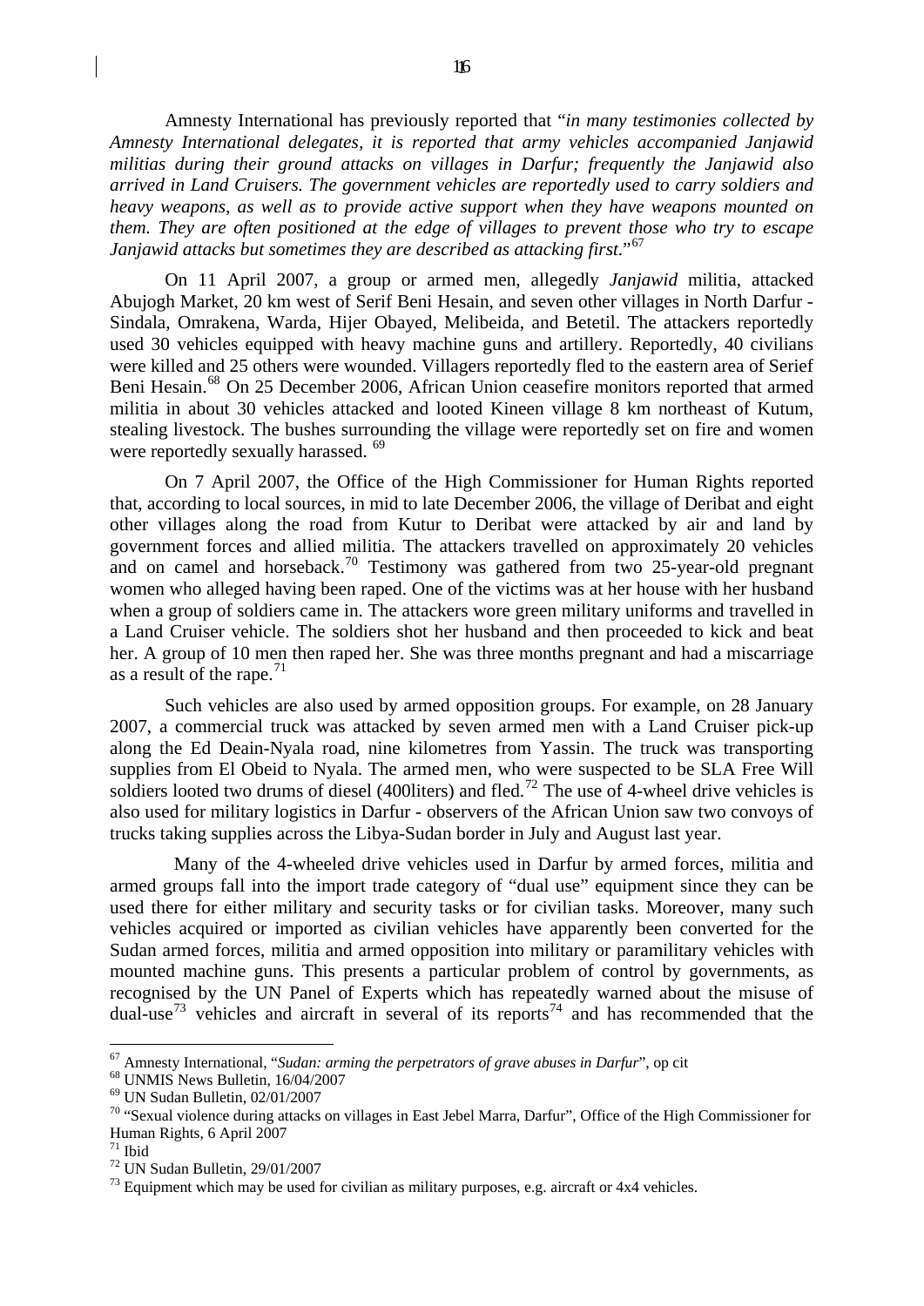Amnesty International has previously reported that "*in many testimonies collected by Amnesty International delegates, it is reported that army vehicles accompanied Janjawid militias during their ground attacks on villages in Darfur; frequently the Janjawid also arrived in Land Cruisers. The government vehicles are reportedly used to carry soldiers and heavy weapons, as well as to provide active support when they have weapons mounted on them. They are often positioned at the edge of villages to prevent those who try to escape Janjawid attacks but sometimes they are described as attacking first.*"[67]

On 11 April 2007, a group or armed men, allegedly *Janjawid* militia, attacked Abujogh Market, 20 km west of Serif Beni Hesain, and seven other villages in North Darfur - Sindala, Omrakena, Warda, Hijer Obayed, Melibeida, and Betetil. The attackers reportedly used 30 vehicles equipped with heavy machine guns and artillery. Reportedly, 40 civilians were killed and 25 others were wounded. Villagers reportedly fled to the eastern area of Serief Beni Hesain.[68] On 25 December 2006, African Union ceasefire monitors reported that armed militia in about 30 vehicles attacked and looted Kineen village 8 km northeast of Kutum, stealing livestock. The bushes surrounding the village were reportedly set on fire and women were reportedly sexually harassed. [69]

On 7 April 2007, the Office of the High Commissioner for Human Rights reported that, according to local sources, in mid to late December 2006, the village of Deribat and eight other villages along the road from Kutur to Deribat were attacked by air and land by government forces and allied militia. The attackers travelled on approximately 20 vehicles and on camel and horseback.[70] Testimony was gathered from two 25-year-old pregnant women who alleged having been raped. One of the victims was at her house with her husband when a group of soldiers came in. The attackers wore green military uniforms and travelled in a Land Cruiser vehicle. The soldiers shot her husband and then proceeded to kick and beat her. A group of 10 men then raped her. She was three months pregnant and had a miscarriage as a result of the rape.[71]

Such vehicles are also used by armed opposition groups. For example, on 28 January 2007, a commercial truck was attacked by seven armed men with a Land Cruiser pick-up along the Ed Deain-Nyala road, nine kilometres from Yassin. The truck was transporting supplies from El Obeid to Nyala. The armed men, who were suspected to be SLA Free Will soldiers looted two drums of diesel (400liters) and fled.[72] The use of 4-wheel drive vehicles is also used for military logistics in Darfur - observers of the African Union saw two convoys of trucks taking supplies across the Libya-Sudan border in July and August last year.

Many of the 4-wheeled drive vehicles used in Darfur by armed forces, militia and armed groups fall into the import trade category of "dual use" equipment since they can be used there for either military and security tasks or for civilian tasks. Moreover, many such vehicles acquired or imported as civilian vehicles have apparently been converted for the Sudan armed forces, militia and armed opposition into military or paramilitary vehicles with mounted machine guns. This presents a particular problem of control by governments, as recognised by the UN Panel of Experts which has repeatedly warned about the misuse of dual-use[73] vehicles and aircraft in several of its reports[74] and has recommended that the

---

[67] Amnesty International, "*Sudan: arming the perpetrators of grave abuses in Darfur*", op cit

[68] UNMIS News Bulletin, 16/04/2007

[69] UN Sudan Bulletin, 02/01/2007

[70] "Sexual violence during attacks on villages in East Jebel Marra, Darfur", Office of the High Commissioner for Human Rights, 6 April 2007

[71] Ibid

[72] UN Sudan Bulletin, 29/01/2007

[73] Equipment which may be used for civilian as military purposes, e.g. aircraft or 4x4 vehicles.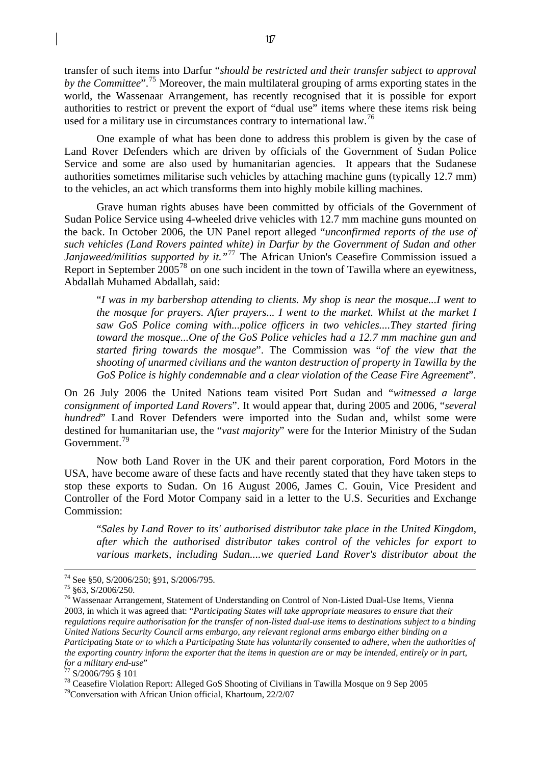transfer of such items into Darfur "*should be restricted and their transfer subject to approval by the Committee*".[75] Moreover, the main multilateral grouping of arms exporting states in the world, the Wassenaar Arrangement, has recently recognised that it is possible for export authorities to restrict or prevent the export of "dual use" items where these items risk being used for a military use in circumstances contrary to international law.[76]

One example of what has been done to address this problem is given by the case of Land Rover Defenders which are driven by officials of the Government of Sudan Police Service and some are also used by humanitarian agencies. It appears that the Sudanese authorities sometimes militarise such vehicles by attaching machine guns (typically 12.7 mm) to the vehicles, an act which transforms them into highly mobile killing machines.

Grave human rights abuses have been committed by officials of the Government of Sudan Police Service using 4-wheeled drive vehicles with 12.7 mm machine guns mounted on the back. In October 2006, the UN Panel report alleged "*unconfirmed reports of the use of such vehicles (Land Rovers painted white) in Darfur by the Government of Sudan and other Janjaweed/militias supported by it.*"[77] The African Union's Ceasefire Commission issued a Report in September 2005[78] on one such incident in the town of Tawilla where an eyewitness, Abdallah Muhamed Abdallah, said:

> "*I was in my barbershop attending to clients. My shop is near the mosque...I went to the mosque for prayers. After prayers... I went to the market. Whilst at the market I saw GoS Police coming with...police officers in two vehicles....They started firing toward the mosque...One of the GoS Police vehicles had a 12.7 mm machine gun and started firing towards the mosque*". The Commission was "*of the view that the shooting of unarmed civilians and the wanton destruction of property in Tawilla by the GoS Police is highly condemnable and a clear violation of the Cease Fire Agreement*".

On 26 July 2006 the United Nations team visited Port Sudan and "*witnessed a large consignment of imported Land Rovers*". It would appear that, during 2005 and 2006, "*several hundred*" Land Rover Defenders were imported into the Sudan and, whilst some were destined for humanitarian use, the "*vast majority*" were for the Interior Ministry of the Sudan Government.[79]

Now both Land Rover in the UK and their parent corporation, Ford Motors in the USA, have become aware of these facts and have recently stated that they have taken steps to stop these exports to Sudan. On 16 August 2006, James C. Gouin, Vice President and Controller of the Ford Motor Company said in a letter to the U.S. Securities and Exchange Commission:

> "*Sales by Land Rover to its' authorised distributor take place in the United Kingdom, after which the authorised distributor takes control of the vehicles for export to various markets, including Sudan....we queried Land Rover's distributor about the*

---

[74] See §50, S/2006/250; §91, S/2006/795.

[75] §63, S/2006/250.

[76] Wassenaar Arrangement, Statement of Understanding on Control of Non-Listed Dual-Use Items, Vienna 2003, in which it was agreed that: "*Participating States will take appropriate measures to ensure that their regulations require authorisation for the transfer of non-listed dual-use items to destinations subject to a binding United Nations Security Council arms embargo, any relevant regional arms embargo either binding on a Participating State or to which a Participating State has voluntarily consented to adhere, when the authorities of the exporting country inform the exporter that the items in question are or may be intended, entirely or in part, for a military end-use*"

[77] S/2006/795 § 101

[78] Ceasefire Violation Report: Alleged GoS Shooting of Civilians in Tawilla Mosque on 9 Sep 2005

[79] Conversation with African Union official, Khartoum, 22/2/07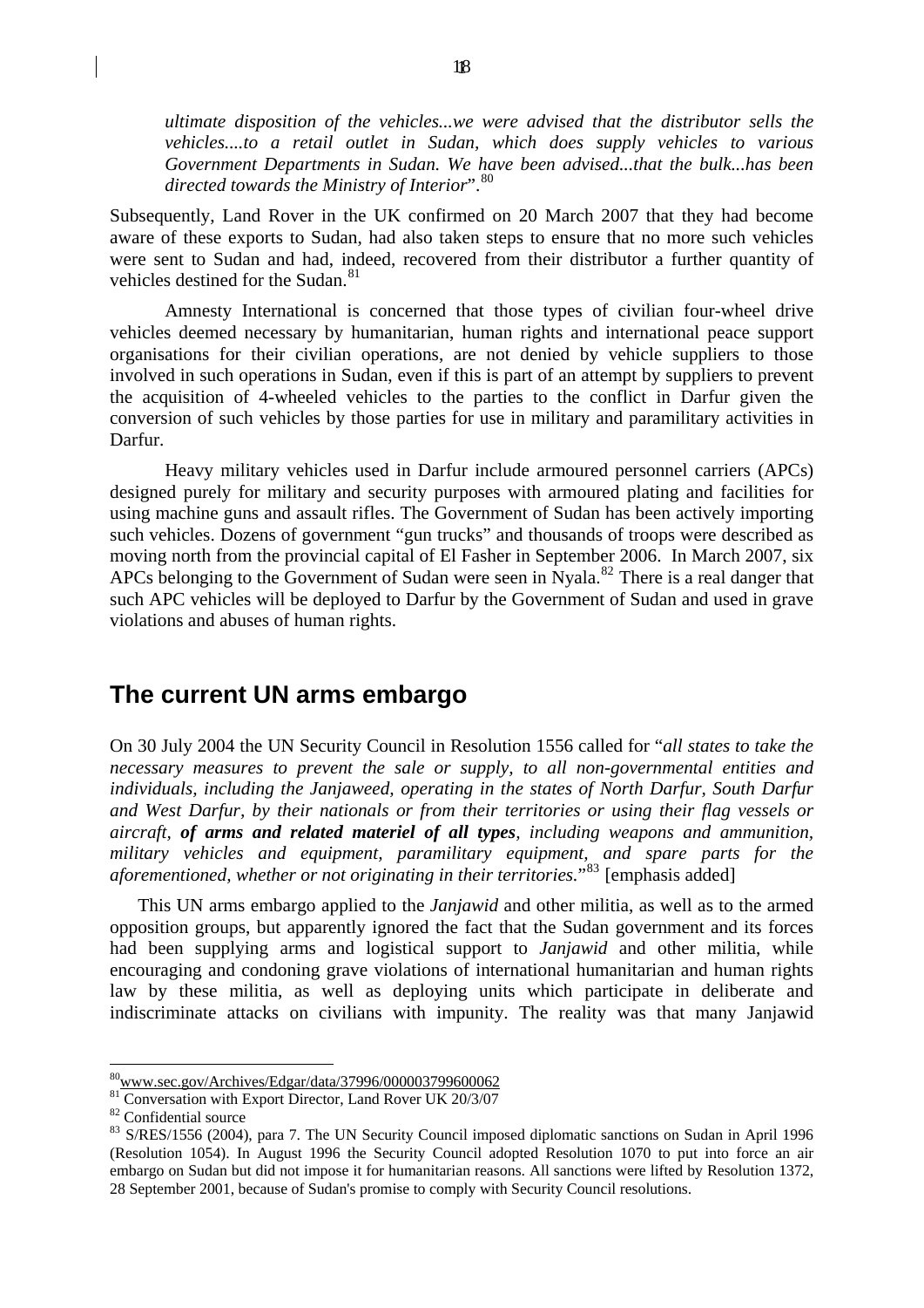*ultimate disposition of the vehicles...we were advised that the distributor sells the vehicles....to a retail outlet in Sudan, which does supply vehicles to various Government Departments in Sudan. We have been advised...that the bulk...has been directed towards the Ministry of Interior*".[80]

Subsequently, Land Rover in the UK confirmed on 20 March 2007 that they had become aware of these exports to Sudan, had also taken steps to ensure that no more such vehicles were sent to Sudan and had, indeed, recovered from their distributor a further quantity of vehicles destined for the Sudan.[81]

Amnesty International is concerned that those types of civilian four-wheel drive vehicles deemed necessary by humanitarian, human rights and international peace support organisations for their civilian operations, are not denied by vehicle suppliers to those involved in such operations in Sudan, even if this is part of an attempt by suppliers to prevent the acquisition of 4-wheeled vehicles to the parties to the conflict in Darfur given the conversion of such vehicles by those parties for use in military and paramilitary activities in Darfur.

Heavy military vehicles used in Darfur include armoured personnel carriers (APCs) designed purely for military and security purposes with armoured plating and facilities for using machine guns and assault rifles. The Government of Sudan has been actively importing such vehicles. Dozens of government "gun trucks" and thousands of troops were described as moving north from the provincial capital of El Fasher in September 2006. In March 2007, six APCs belonging to the Government of Sudan were seen in Nyala.[82] There is a real danger that such APC vehicles will be deployed to Darfur by the Government of Sudan and used in grave violations and abuses of human rights.

## The current UN arms embargo

On 30 July 2004 the UN Security Council in Resolution 1556 called for "*all states to take the necessary measures to prevent the sale or supply, to all non-governmental entities and individuals, including the Janjaweed, operating in the states of North Darfur, South Darfur and West Darfur, by their nationals or from their territories or using their flag vessels or aircraft, **of arms and related materiel of all types**, including weapons and ammunition, military vehicles and equipment, paramilitary equipment, and spare parts for the aforementioned, whether or not originating in their territories*."[83] [emphasis added]

This UN arms embargo applied to the *Janjawid* and other militia, as well as to the armed opposition groups, but apparently ignored the fact that the Sudan government and its forces had been supplying arms and logistical support to *Janjawid* and other militia, while encouraging and condoning grave violations of international humanitarian and human rights law by these militia, as well as deploying units which participate in deliberate and indiscriminate attacks on civilians with impunity. The reality was that many Janjawid

---

[80] www.sec.gov/Archives/Edgar/data/37996/000003799600062

[81] Conversation with Export Director, Land Rover UK 20/3/07

[82] Confidential source

[83] S/RES/1556 (2004), para 7. The UN Security Council imposed diplomatic sanctions on Sudan in April 1996 (Resolution 1054). In August 1996 the Security Council adopted Resolution 1070 to put into force an air embargo on Sudan but did not impose it for humanitarian reasons. All sanctions were lifted by Resolution 1372, 28 September 2001, because of Sudan's promise to comply with Security Council resolutions.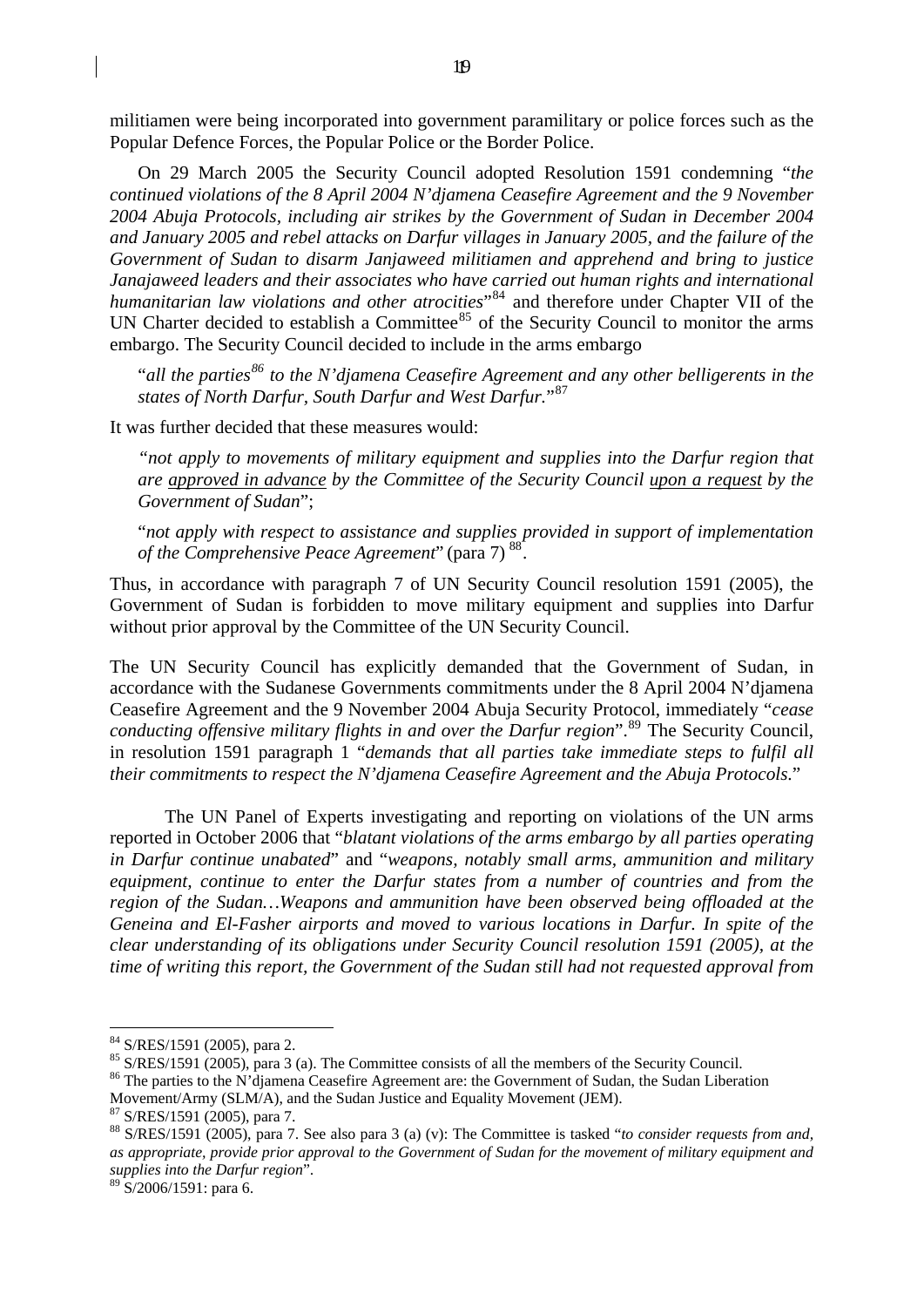militiamen were being incorporated into government paramilitary or police forces such as the Popular Defence Forces, the Popular Police or the Border Police.

On 29 March 2005 the Security Council adopted Resolution 1591 condemning "*the continued violations of the 8 April 2004 N'djamena Ceasefire Agreement and the 9 November 2004 Abuja Protocols, including air strikes by the Government of Sudan in December 2004 and January 2005 and rebel attacks on Darfur villages in January 2005, and the failure of the Government of Sudan to disarm Janjaweed militiamen and apprehend and bring to justice Janajaweed leaders and their associates who have carried out human rights and international humanitarian law violations and other atrocities*"[84] and therefore under Chapter VII of the UN Charter decided to establish a Committee[85] of the Security Council to monitor the arms embargo. The Security Council decided to include in the arms embargo

> "*all the parties[86] to the N'djamena Ceasefire Agreement and any other belligerents in the states of North Darfur, South Darfur and West Darfur.*"[87]

It was further decided that these measures would:

> "*not apply to movements of military equipment and supplies into the Darfur region that are <u>approved in advance</u> by the Committee of the Security Council <u>upon a request</u> by the Government of Sudan*";
>
> "*not apply with respect to assistance and supplies provided in support of implementation of the Comprehensive Peace Agreement*" (para 7) [88].

Thus, in accordance with paragraph 7 of UN Security Council resolution 1591 (2005), the Government of Sudan is forbidden to move military equipment and supplies into Darfur without prior approval by the Committee of the UN Security Council.

The UN Security Council has explicitly demanded that the Government of Sudan, in accordance with the Sudanese Governments commitments under the 8 April 2004 N'djamena Ceasefire Agreement and the 9 November 2004 Abuja Security Protocol, immediately "*cease conducting offensive military flights in and over the Darfur region*".[89] The Security Council, in resolution 1591 paragraph 1 "*demands that all parties take immediate steps to fulfil all their commitments to respect the N'djamena Ceasefire Agreement and the Abuja Protocols*."

The UN Panel of Experts investigating and reporting on violations of the UN arms reported in October 2006 that "*blatant violations of the arms embargo by all parties operating in Darfur continue unabated*" and "*weapons, notably small arms, ammunition and military equipment, continue to enter the Darfur states from a number of countries and from the region of the Sudan…Weapons and ammunition have been observed being offloaded at the Geneina and El-Fasher airports and moved to various locations in Darfur. In spite of the clear understanding of its obligations under Security Council resolution 1591 (2005), at the time of writing this report, the Government of the Sudan still had not requested approval from*

---

[84] S/RES/1591 (2005), para 2.

[85] S/RES/1591 (2005), para 3 (a). The Committee consists of all the members of the Security Council.

[86] The parties to the N'djamena Ceasefire Agreement are: the Government of Sudan, the Sudan Liberation Movement/Army (SLM/A), and the Sudan Justice and Equality Movement (JEM).

[87] S/RES/1591 (2005), para 7.

[88] S/RES/1591 (2005), para 7. See also para 3 (a) (v): The Committee is tasked "*to consider requests from and, as appropriate, provide prior approval to the Government of Sudan for the movement of military equipment and supplies into the Darfur region*".

[89] S/2006/1591: para 6.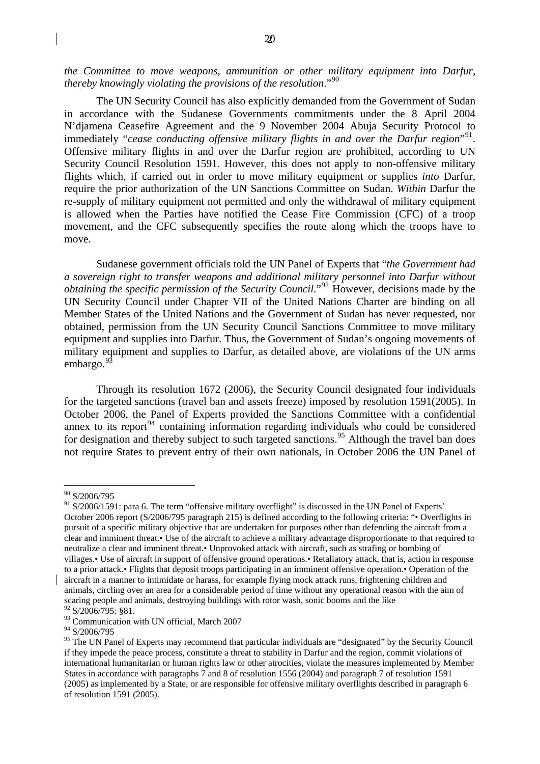*the Committee to move weapons, ammunition or other military equipment into Darfur, thereby knowingly violating the provisions of the resolution*."[90]

The UN Security Council has also explicitly demanded from the Government of Sudan in accordance with the Sudanese Governments commitments under the 8 April 2004 N'djamena Ceasefire Agreement and the 9 November 2004 Abuja Security Protocol to immediately "*cease conducting offensive military flights in and over the Darfur region*"[91]. Offensive military flights in and over the Darfur region are prohibited, according to UN Security Council Resolution 1591. However, this does not apply to non-offensive military flights which, if carried out in order to move military equipment or supplies *into* Darfur, require the prior authorization of the UN Sanctions Committee on Sudan. *Within* Darfur the re-supply of military equipment not permitted and only the withdrawal of military equipment is allowed when the Parties have notified the Cease Fire Commission (CFC) of a troop movement, and the CFC subsequently specifies the route along which the troops have to move.

Sudanese government officials told the UN Panel of Experts that "*the Government had a sovereign right to transfer weapons and additional military personnel into Darfur without obtaining the specific permission of the Security Council*."[92] However, decisions made by the UN Security Council under Chapter VII of the United Nations Charter are binding on all Member States of the United Nations and the Government of Sudan has never requested, nor obtained, permission from the UN Security Council Sanctions Committee to move military equipment and supplies into Darfur. Thus, the Government of Sudan's ongoing movements of military equipment and supplies to Darfur, as detailed above, are violations of the UN arms embargo.[93]

Through its resolution 1672 (2006), the Security Council designated four individuals for the targeted sanctions (travel ban and assets freeze) imposed by resolution 1591(2005). In October 2006, the Panel of Experts provided the Sanctions Committee with a confidential annex to its report[94] containing information regarding individuals who could be considered for designation and thereby subject to such targeted sanctions.[95] Although the travel ban does not require States to prevent entry of their own nationals, in October 2006 the UN Panel of

---

[90] S/2006/795

[91] S/2006/1591: para 6. The term "offensive military overflight" is discussed in the UN Panel of Experts' October 2006 report (S/2006/795 paragraph 215) is defined according to the following criteria: "• Overflights in pursuit of a specific military objective that are undertaken for purposes other than defending the aircraft from a clear and imminent threat.• Use of the aircraft to achieve a military advantage disproportionate to that required to neutralize a clear and imminent threat.• Unprovoked attack with aircraft, such as strafing or bombing of villages.• Use of aircraft in support of offensive ground operations.• Retaliatory attack, that is, action in response to a prior attack.• Flights that deposit troops participating in an imminent offensive operation.• Operation of the aircraft in a manner to intimidate or harass, for example flying mock attack runs, frightening children and animals, circling over an area for a considerable period of time without any operational reason with the aim of scaring people and animals, destroying buildings with rotor wash, sonic booms and the like

[92] S/2006/795: §81.

[93] Communication with UN official, March 2007

[94] S/2006/795

[95] The UN Panel of Experts may recommend that particular individuals are "designated" by the Security Council if they impede the peace process, constitute a threat to stability in Darfur and the region, commit violations of international humanitarian or human rights law or other atrocities, violate the measures implemented by Member States in accordance with paragraphs 7 and 8 of resolution 1556 (2004) and paragraph 7 of resolution 1591 (2005) as implemented by a State, or are responsible for offensive military overflights described in paragraph 6 of resolution 1591 (2005).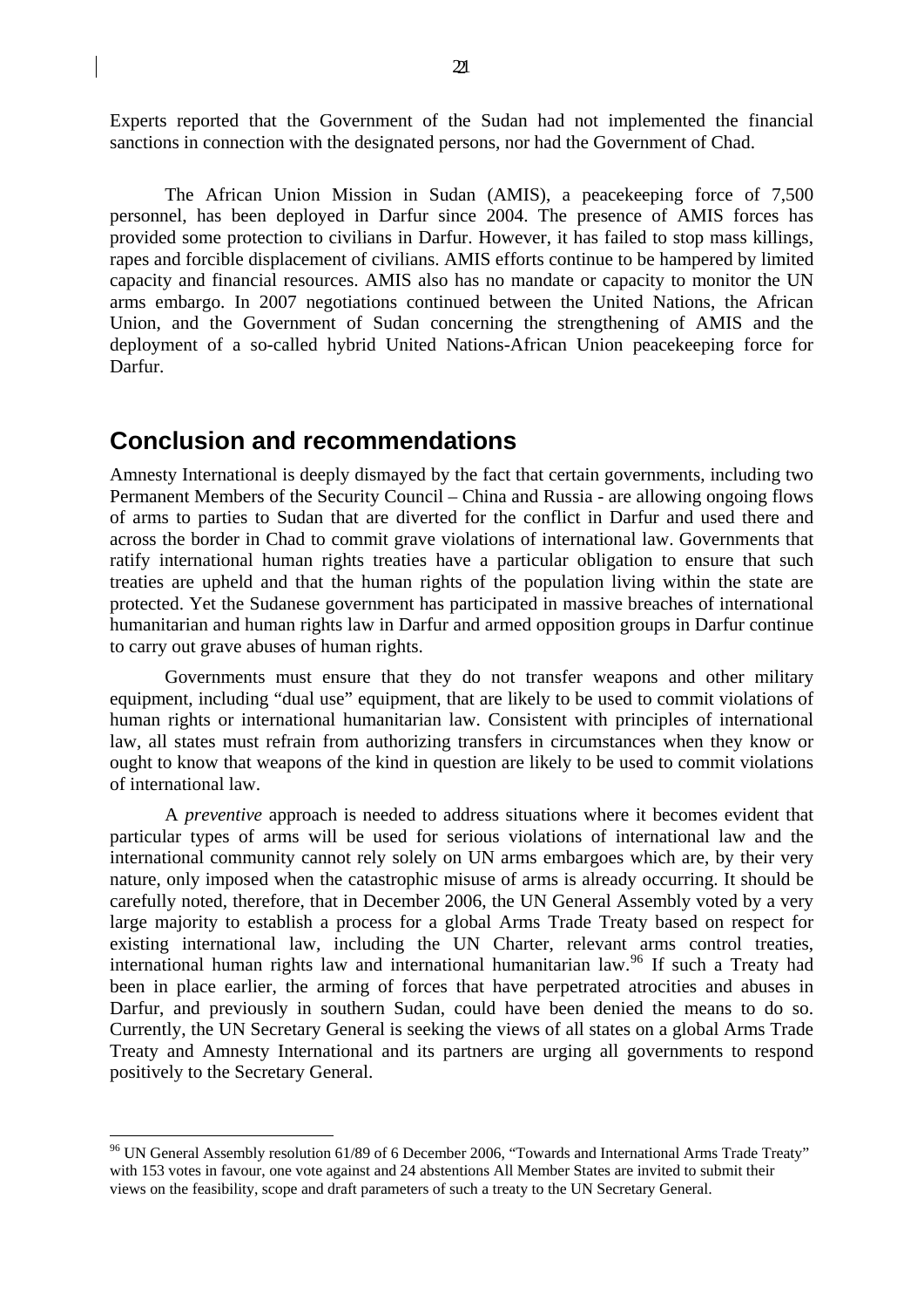Experts reported that the Government of the Sudan had not implemented the financial sanctions in connection with the designated persons, nor had the Government of Chad.

The African Union Mission in Sudan (AMIS), a peacekeeping force of 7,500 personnel, has been deployed in Darfur since 2004. The presence of AMIS forces has provided some protection to civilians in Darfur. However, it has failed to stop mass killings, rapes and forcible displacement of civilians. AMIS efforts continue to be hampered by limited capacity and financial resources. AMIS also has no mandate or capacity to monitor the UN arms embargo. In 2007 negotiations continued between the United Nations, the African Union, and the Government of Sudan concerning the strengthening of AMIS and the deployment of a so-called hybrid United Nations-African Union peacekeeping force for Darfur.

## Conclusion and recommendations

Amnesty International is deeply dismayed by the fact that certain governments, including two Permanent Members of the Security Council – China and Russia - are allowing ongoing flows of arms to parties to Sudan that are diverted for the conflict in Darfur and used there and across the border in Chad to commit grave violations of international law. Governments that ratify international human rights treaties have a particular obligation to ensure that such treaties are upheld and that the human rights of the population living within the state are protected. Yet the Sudanese government has participated in massive breaches of international humanitarian and human rights law in Darfur and armed opposition groups in Darfur continue to carry out grave abuses of human rights.

Governments must ensure that they do not transfer weapons and other military equipment, including "dual use" equipment, that are likely to be used to commit violations of human rights or international humanitarian law. Consistent with principles of international law, all states must refrain from authorizing transfers in circumstances when they know or ought to know that weapons of the kind in question are likely to be used to commit violations of international law.

A *preventive* approach is needed to address situations where it becomes evident that particular types of arms will be used for serious violations of international law and the international community cannot rely solely on UN arms embargoes which are, by their very nature, only imposed when the catastrophic misuse of arms is already occurring. It should be carefully noted, therefore, that in December 2006, the UN General Assembly voted by a very large majority to establish a process for a global Arms Trade Treaty based on respect for existing international law, including the UN Charter, relevant arms control treaties, international human rights law and international humanitarian law.[96] If such a Treaty had been in place earlier, the arming of forces that have perpetrated atrocities and abuses in Darfur, and previously in southern Sudan, could have been denied the means to do so. Currently, the UN Secretary General is seeking the views of all states on a global Arms Trade Treaty and Amnesty International and its partners are urging all governments to respond positively to the Secretary General.

---

[96] UN General Assembly resolution 61/89 of 6 December 2006, "Towards and International Arms Trade Treaty" with 153 votes in favour, one vote against and 24 abstentions All Member States are invited to submit their views on the feasibility, scope and draft parameters of such a treaty to the UN Secretary General.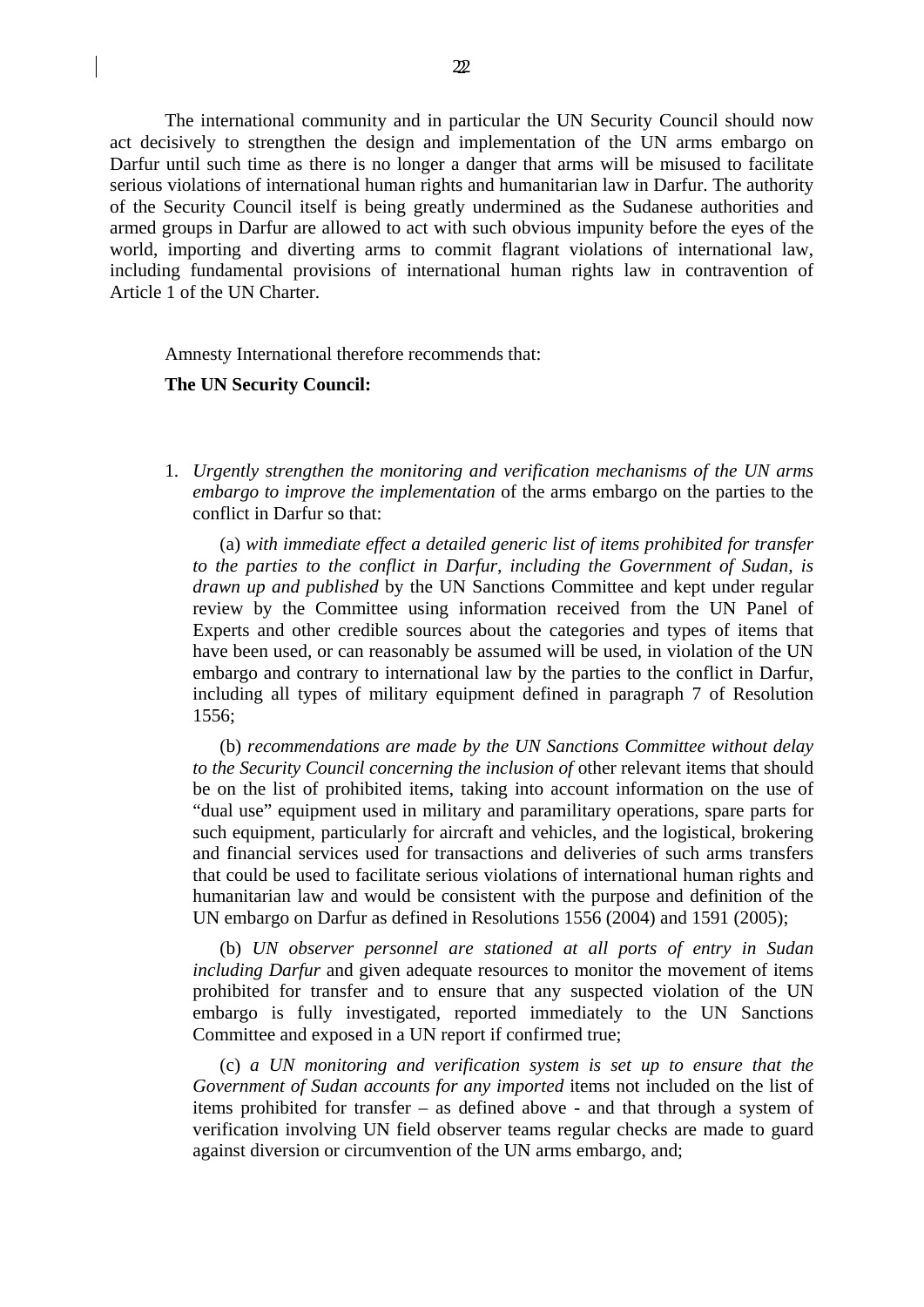The international community and in particular the UN Security Council should now act decisively to strengthen the design and implementation of the UN arms embargo on Darfur until such time as there is no longer a danger that arms will be misused to facilitate serious violations of international human rights and humanitarian law in Darfur. The authority of the Security Council itself is being greatly undermined as the Sudanese authorities and armed groups in Darfur are allowed to act with such obvious impunity before the eyes of the world, importing and diverting arms to commit flagrant violations of international law, including fundamental provisions of international human rights law in contravention of Article 1 of the UN Charter.

Amnesty International therefore recommends that:

**The UN Security Council:**

1. *Urgently strengthen the monitoring and verification mechanisms of the UN arms embargo to improve the implementation* of the arms embargo on the parties to the conflict in Darfur so that:

   (a) *with immediate effect a detailed generic list of items prohibited for transfer to the parties to the conflict in Darfur, including the Government of Sudan, is drawn up and published* by the UN Sanctions Committee and kept under regular review by the Committee using information received from the UN Panel of Experts and other credible sources about the categories and types of items that have been used, or can reasonably be assumed will be used, in violation of the UN embargo and contrary to international law by the parties to the conflict in Darfur, including all types of military equipment defined in paragraph 7 of Resolution 1556;

   (b) *recommendations are made by the UN Sanctions Committee without delay to the Security Council concerning the inclusion of* other relevant items that should be on the list of prohibited items, taking into account information on the use of "dual use" equipment used in military and paramilitary operations, spare parts for such equipment, particularly for aircraft and vehicles, and the logistical, brokering and financial services used for transactions and deliveries of such arms transfers that could be used to facilitate serious violations of international human rights and humanitarian law and would be consistent with the purpose and definition of the UN embargo on Darfur as defined in Resolutions 1556 (2004) and 1591 (2005);

   (b) *UN observer personnel are stationed at all ports of entry in Sudan including Darfur* and given adequate resources to monitor the movement of items prohibited for transfer and to ensure that any suspected violation of the UN embargo is fully investigated, reported immediately to the UN Sanctions Committee and exposed in a UN report if confirmed true;

   (c) *a UN monitoring and verification system is set up to ensure that the Government of Sudan accounts for any imported* items not included on the list of items prohibited for transfer – as defined above - and that through a system of verification involving UN field observer teams regular checks are made to guard against diversion or circumvention of the UN arms embargo, and;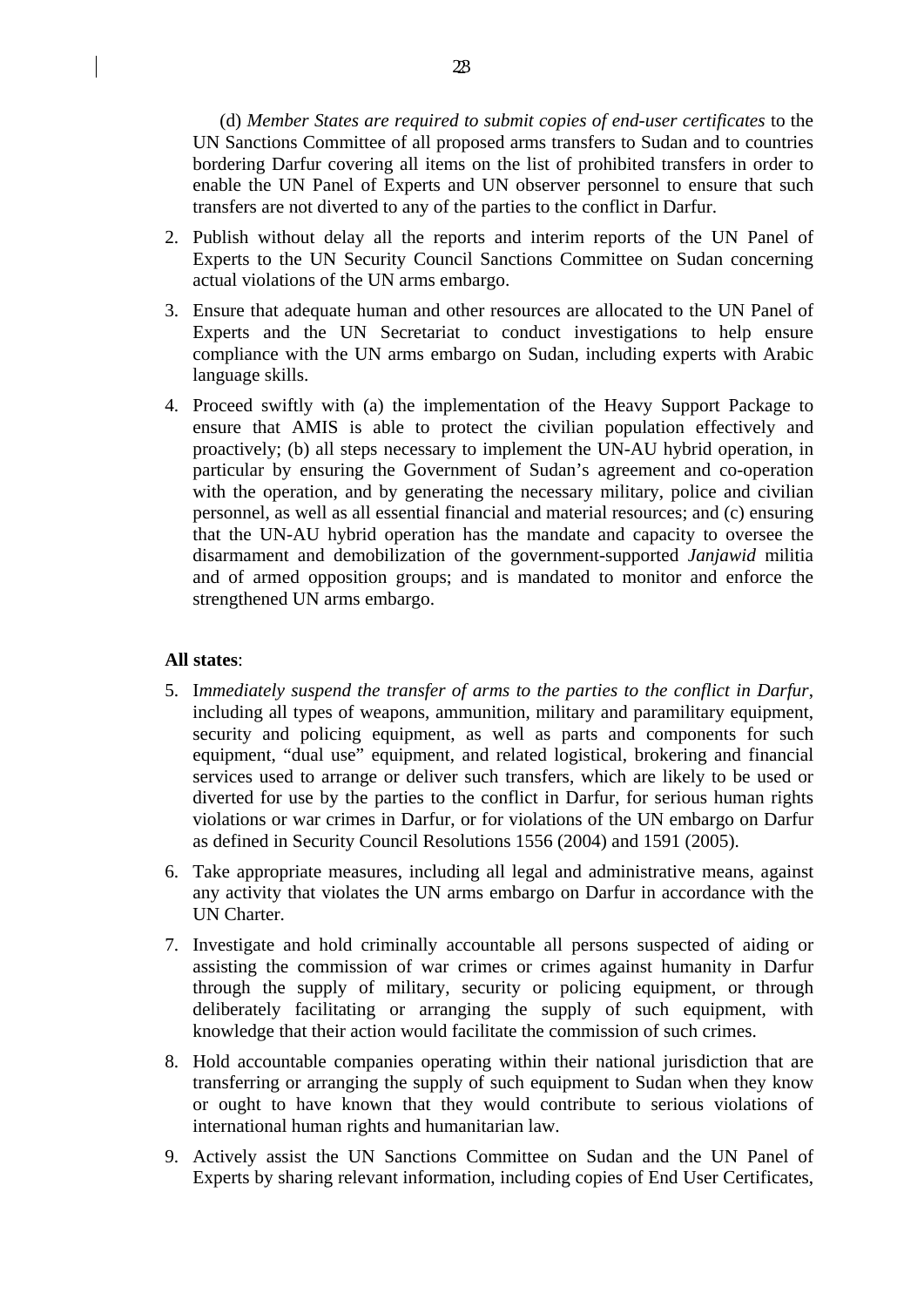(d) *Member States are required to submit copies of end-user certificates* to the UN Sanctions Committee of all proposed arms transfers to Sudan and to countries bordering Darfur covering all items on the list of prohibited transfers in order to enable the UN Panel of Experts and UN observer personnel to ensure that such transfers are not diverted to any of the parties to the conflict in Darfur.

2. Publish without delay all the reports and interim reports of the UN Panel of Experts to the UN Security Council Sanctions Committee on Sudan concerning actual violations of the UN arms embargo.

3. Ensure that adequate human and other resources are allocated to the UN Panel of Experts and the UN Secretariat to conduct investigations to help ensure compliance with the UN arms embargo on Sudan, including experts with Arabic language skills.

4. Proceed swiftly with (a) the implementation of the Heavy Support Package to ensure that AMIS is able to protect the civilian population effectively and proactively; (b) all steps necessary to implement the UN-AU hybrid operation, in particular by ensuring the Government of Sudan's agreement and co-operation with the operation, and by generating the necessary military, police and civilian personnel, as well as all essential financial and material resources; and (c) ensuring that the UN-AU hybrid operation has the mandate and capacity to oversee the disarmament and demobilization of the government-supported *Janjawid* militia and of armed opposition groups; and is mandated to monitor and enforce the strengthened UN arms embargo.

**All states**:

5. I*mmediately suspend the transfer of arms to the parties to the conflict in Darfur*, including all types of weapons, ammunition, military and paramilitary equipment, security and policing equipment, as well as parts and components for such equipment, "dual use" equipment, and related logistical, brokering and financial services used to arrange or deliver such transfers, which are likely to be used or diverted for use by the parties to the conflict in Darfur, for serious human rights violations or war crimes in Darfur, or for violations of the UN embargo on Darfur as defined in Security Council Resolutions 1556 (2004) and 1591 (2005).

6. Take appropriate measures, including all legal and administrative means, against any activity that violates the UN arms embargo on Darfur in accordance with the UN Charter.

7. Investigate and hold criminally accountable all persons suspected of aiding or assisting the commission of war crimes or crimes against humanity in Darfur through the supply of military, security or policing equipment, or through deliberately facilitating or arranging the supply of such equipment, with knowledge that their action would facilitate the commission of such crimes.

8. Hold accountable companies operating within their national jurisdiction that are transferring or arranging the supply of such equipment to Sudan when they know or ought to have known that they would contribute to serious violations of international human rights and humanitarian law.

9. Actively assist the UN Sanctions Committee on Sudan and the UN Panel of Experts by sharing relevant information, including copies of End User Certificates,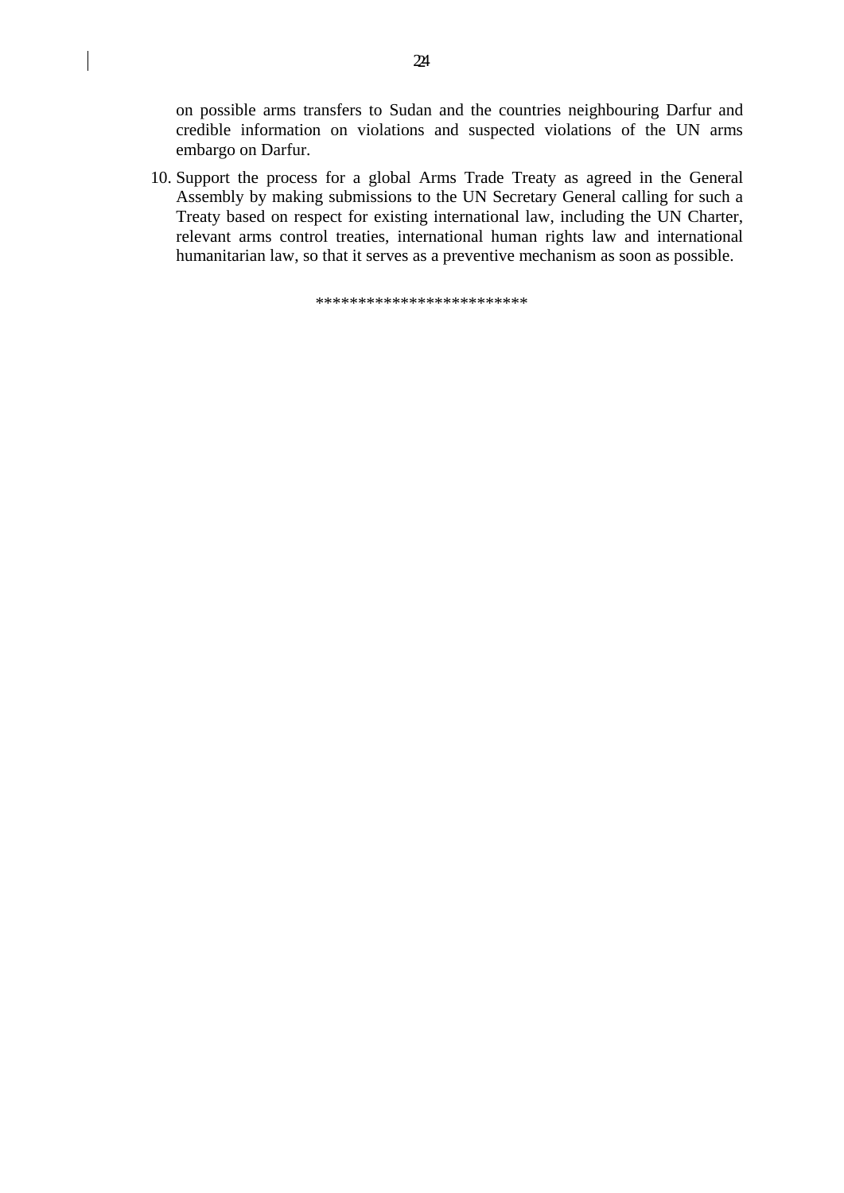on possible arms transfers to Sudan and the countries neighbouring Darfur and credible information on violations and suspected violations of the UN arms embargo on Darfur.

10. Support the process for a global Arms Trade Treaty as agreed in the General Assembly by making submissions to the UN Secretary General calling for such a Treaty based on respect for existing international law, including the UN Charter, relevant arms control treaties, international human rights law and international humanitarian law, so that it serves as a preventive mechanism as soon as possible.

************************